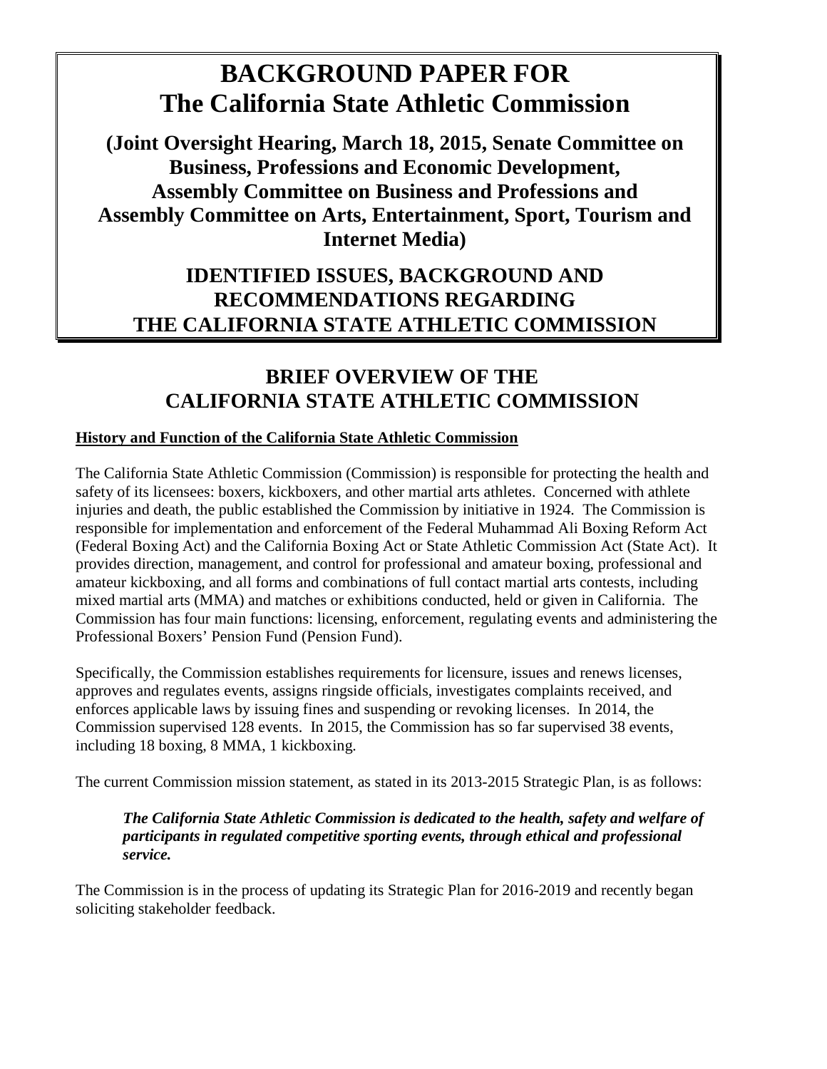# BACKGROUND PAPER FOR The California State Athletic Commission

**(Joint Oversight Hearing, March 18, 2015, Senate Committee on Business, Professions and Economic Development, Assembly Committee on Business and Professions and Assembly Committee on Arts, Entertainment, Sport, Tourism and Internet Media)**

## IDENTIFIED ISSUES, BACKGROUND AND RECOMMENDATIONS REGARDING THE CALIFORNIA STATE ATHLETIC COMMISSION

## BRIEF OVERVIEW OF THE CALIFORNIA STATE ATHLETIC COMMISSION

**History and Function of the California State Athletic Commission**

The California State Athletic Commission (Commission) is responsible for protecting the health and safety of its licensees: boxers, kickboxers, and other martial arts athletes. Concerned with athlete injuries and death, the public established the Commission by initiative in 1924. The Commission is responsible for implementation and enforcement of the Federal Muhammad Ali Boxing Reform Act (Federal Boxing Act) and the California Boxing Act or State Athletic Commission Act (State Act). It provides direction, management, and control for professional and amateur boxing, professional and amateur kickboxing, and all forms and combinations of full contact martial arts contests, including mixed martial arts (MMA) and matches or exhibitions conducted, held or given in California. The Commission has four main functions: licensing, enforcement, regulating events and administering the Professional Boxers' Pension Fund (Pension Fund).

Specifically, the Commission establishes requirements for licensure, issues and renews licenses, approves and regulates events, assigns ringside officials, investigates complaints received, and enforces applicable laws by issuing fines and suspending or revoking licenses. In 2014, the Commission supervised 128 events. In 2015, the Commission has so far supervised 38 events, including 18 boxing, 8 MMA, 1 kickboxing.

The current Commission mission statement, as stated in its 2013-2015 Strategic Plan, is as follows:

> ***The California State Athletic Commission is dedicated to the health, safety and welfare of participants in regulated competitive sporting events, through ethical and professional service.***

The Commission is in the process of updating its Strategic Plan for 2016-2019 and recently began soliciting stakeholder feedback.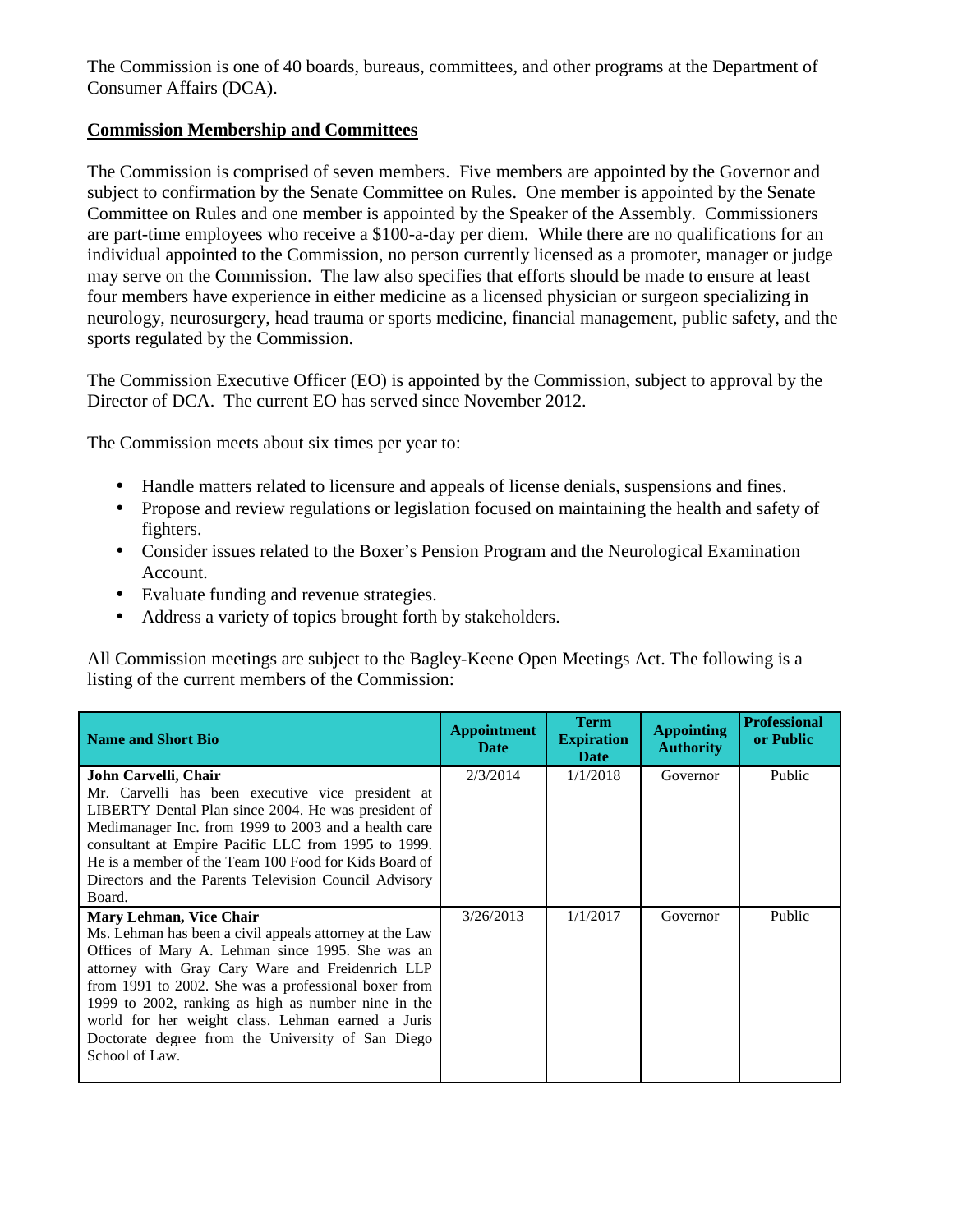The Commission is one of 40 boards, bureaus, committees, and other programs at the Department of Consumer Affairs (DCA).

**Commission Membership and Committees**

The Commission is comprised of seven members. Five members are appointed by the Governor and subject to confirmation by the Senate Committee on Rules. One member is appointed by the Senate Committee on Rules and one member is appointed by the Speaker of the Assembly. Commissioners are part-time employees who receive a $100-a-day per diem. While there are no qualifications for an individual appointed to the Commission, no person currently licensed as a promoter, manager or judge may serve on the Commission. The law also specifies that efforts should be made to ensure at least four members have experience in either medicine as a licensed physician or surgeon specializing in neurology, neurosurgery, head trauma or sports medicine, financial management, public safety, and the sports regulated by the Commission.

The Commission Executive Officer (EO) is appointed by the Commission, subject to approval by the Director of DCA. The current EO has served since November 2012.

The Commission meets about six times per year to:

- Handle matters related to licensure and appeals of license denials, suspensions and fines.
- Propose and review regulations or legislation focused on maintaining the health and safety of fighters.
- Consider issues related to the Boxer's Pension Program and the Neurological Examination Account.
- Evaluate funding and revenue strategies.
- Address a variety of topics brought forth by stakeholders.

All Commission meetings are subject to the Bagley-Keene Open Meetings Act. The following is a listing of the current members of the Commission:

| Name and Short Bio | Appointment Date | Term Expiration Date | Appointing Authority | Professional or Public |
|---|---|---|---|---|
| **John Carvelli, Chair**<br>Mr. Carvelli has been executive vice president at LIBERTY Dental Plan since 2004. He was president of Medimanager Inc. from 1999 to 2003 and a health care consultant at Empire Pacific LLC from 1995 to 1999. He is a member of the Team 100 Food for Kids Board of Directors and the Parents Television Council Advisory Board. | 2/3/2014 | 1/1/2018 | Governor | Public |
| **Mary Lehman, Vice Chair**<br>Ms. Lehman has been a civil appeals attorney at the Law Offices of Mary A. Lehman since 1995. She was an attorney with Gray Cary Ware and Freidenrich LLP from 1991 to 2002. She was a professional boxer from 1999 to 2002, ranking as high as number nine in the world for her weight class. Lehman earned a Juris Doctorate degree from the University of San Diego School of Law. | 3/26/2013 | 1/1/2017 | Governor | Public |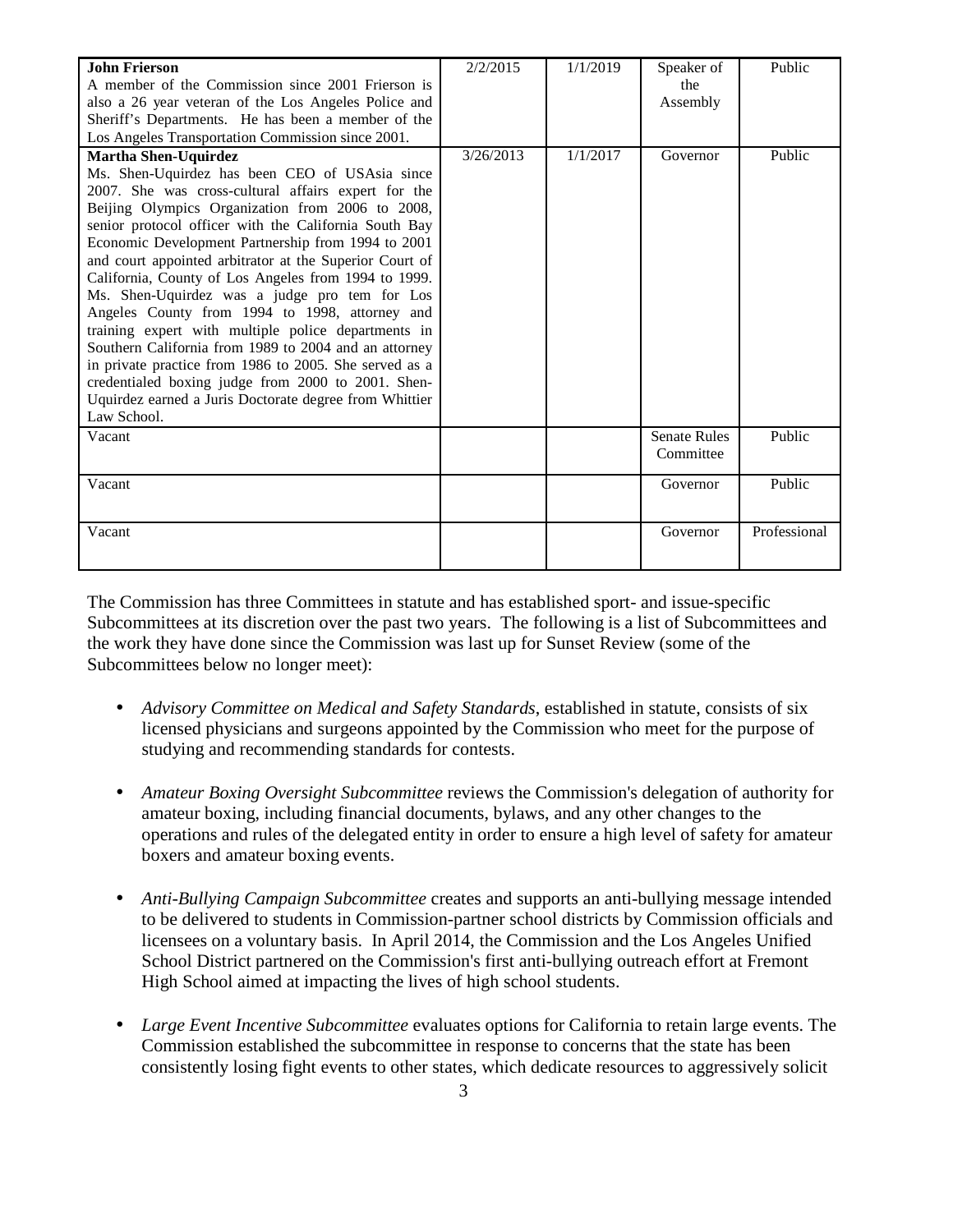| | | | | |
|---|---|---|---|---|
| **John Frierson**<br>A member of the Commission since 2001 Frierson is also a 26 year veteran of the Los Angeles Police and Sheriff's Departments. He has been a member of the Los Angeles Transportation Commission since 2001. | 2/2/2015 | 1/1/2019 | Speaker of the Assembly | Public |
| **Martha Shen-Uquirdez**<br>Ms. Shen-Uquirdez has been CEO of USAsia since 2007. She was cross-cultural affairs expert for the Beijing Olympics Organization from 2006 to 2008, senior protocol officer with the California South Bay Economic Development Partnership from 1994 to 2001 and court appointed arbitrator at the Superior Court of California, County of Los Angeles from 1994 to 1999. Ms. Shen-Uquirdez was a judge pro tem for Los Angeles County from 1994 to 1998, attorney and training expert with multiple police departments in Southern California from 1989 to 2004 and an attorney in private practice from 1986 to 2005. She served as a credentialed boxing judge from 2000 to 2001. Shen-Uquirdez earned a Juris Doctorate degree from Whittier Law School. | 3/26/2013 | 1/1/2017 | Governor | Public |
| Vacant | | | Senate Rules Committee | Public |
| Vacant | | | Governor | Public |
| Vacant | | | Governor | Professional |

The Commission has three Committees in statute and has established sport- and issue-specific Subcommittees at its discretion over the past two years. The following is a list of Subcommittees and the work they have done since the Commission was last up for Sunset Review (some of the Subcommittees below no longer meet):

- *Advisory Committee on Medical and Safety Standards*, established in statute, consists of six licensed physicians and surgeons appointed by the Commission who meet for the purpose of studying and recommending standards for contests.

- *Amateur Boxing Oversight Subcommittee* reviews the Commission's delegation of authority for amateur boxing, including financial documents, bylaws, and any other changes to the operations and rules of the delegated entity in order to ensure a high level of safety for amateur boxers and amateur boxing events.

- *Anti-Bullying Campaign Subcommittee* creates and supports an anti-bullying message intended to be delivered to students in Commission-partner school districts by Commission officials and licensees on a voluntary basis. In April 2014, the Commission and the Los Angeles Unified School District partnered on the Commission's first anti-bullying outreach effort at Fremont High School aimed at impacting the lives of high school students.

- *Large Event Incentive Subcommittee* evaluates options for California to retain large events. The Commission established the subcommittee in response to concerns that the state has been consistently losing fight events to other states, which dedicate resources to aggressively solicit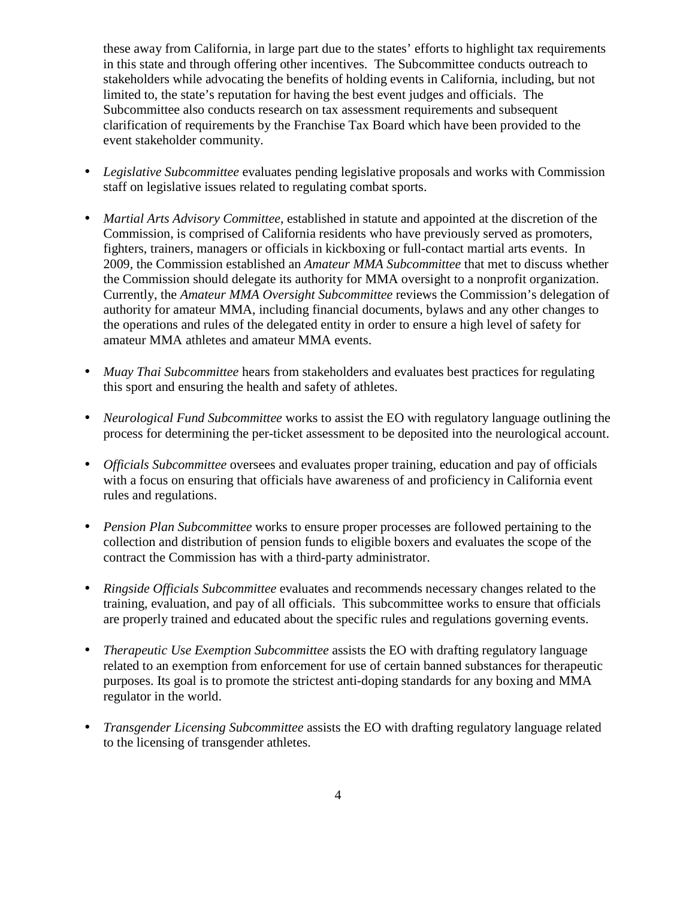these away from California, in large part due to the states' efforts to highlight tax requirements in this state and through offering other incentives. The Subcommittee conducts outreach to stakeholders while advocating the benefits of holding events in California, including, but not limited to, the state's reputation for having the best event judges and officials. The Subcommittee also conducts research on tax assessment requirements and subsequent clarification of requirements by the Franchise Tax Board which have been provided to the event stakeholder community.

- *Legislative Subcommittee* evaluates pending legislative proposals and works with Commission staff on legislative issues related to regulating combat sports.

- *Martial Arts Advisory Committee*, established in statute and appointed at the discretion of the Commission, is comprised of California residents who have previously served as promoters, fighters, trainers, managers or officials in kickboxing or full-contact martial arts events. In 2009, the Commission established an *Amateur MMA Subcommittee* that met to discuss whether the Commission should delegate its authority for MMA oversight to a nonprofit organization. Currently, the *Amateur MMA Oversight Subcommittee* reviews the Commission's delegation of authority for amateur MMA, including financial documents, bylaws and any other changes to the operations and rules of the delegated entity in order to ensure a high level of safety for amateur MMA athletes and amateur MMA events.

- *Muay Thai Subcommittee* hears from stakeholders and evaluates best practices for regulating this sport and ensuring the health and safety of athletes.

- *Neurological Fund Subcommittee* works to assist the EO with regulatory language outlining the process for determining the per-ticket assessment to be deposited into the neurological account.

- *Officials Subcommittee* oversees and evaluates proper training, education and pay of officials with a focus on ensuring that officials have awareness of and proficiency in California event rules and regulations.

- *Pension Plan Subcommittee* works to ensure proper processes are followed pertaining to the collection and distribution of pension funds to eligible boxers and evaluates the scope of the contract the Commission has with a third-party administrator.

- *Ringside Officials Subcommittee* evaluates and recommends necessary changes related to the training, evaluation, and pay of all officials. This subcommittee works to ensure that officials are properly trained and educated about the specific rules and regulations governing events.

- *Therapeutic Use Exemption Subcommittee* assists the EO with drafting regulatory language related to an exemption from enforcement for use of certain banned substances for therapeutic purposes. Its goal is to promote the strictest anti-doping standards for any boxing and MMA regulator in the world.

- *Transgender Licensing Subcommittee* assists the EO with drafting regulatory language related to the licensing of transgender athletes.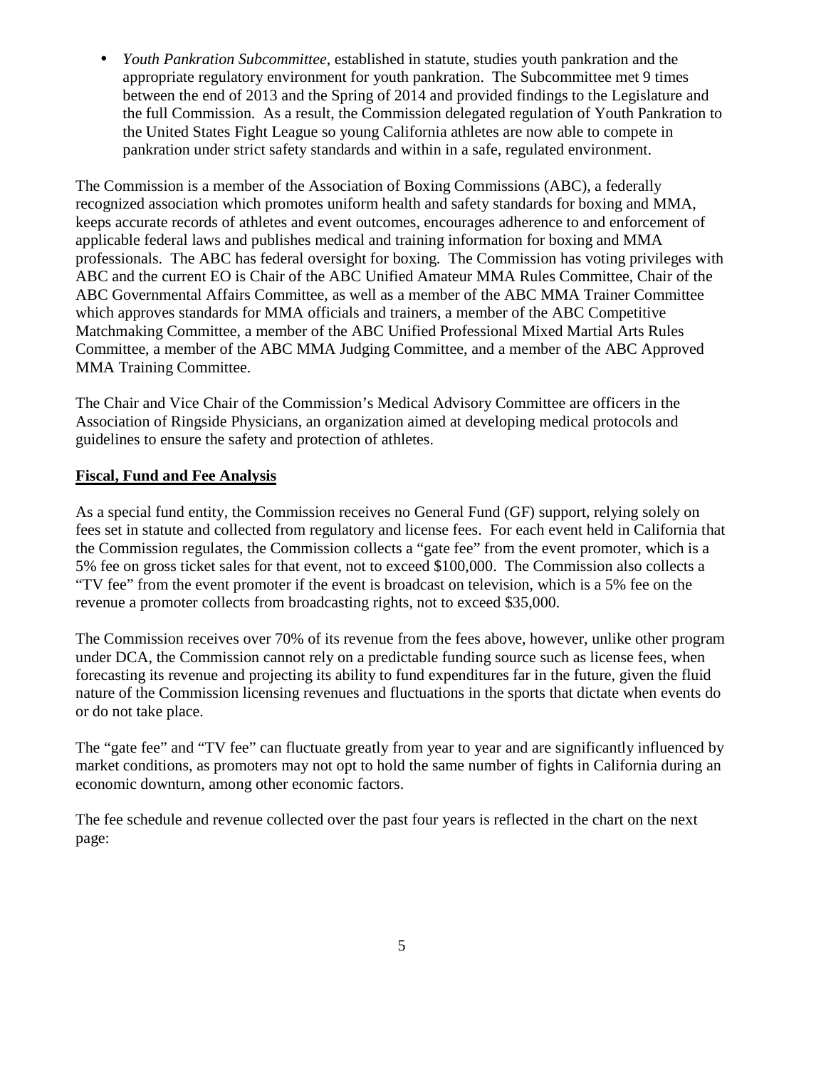- *Youth Pankration Subcommittee*, established in statute, studies youth pankration and the appropriate regulatory environment for youth pankration. The Subcommittee met 9 times between the end of 2013 and the Spring of 2014 and provided findings to the Legislature and the full Commission. As a result, the Commission delegated regulation of Youth Pankration to the United States Fight League so young California athletes are now able to compete in pankration under strict safety standards and within in a safe, regulated environment.

The Commission is a member of the Association of Boxing Commissions (ABC), a federally recognized association which promotes uniform health and safety standards for boxing and MMA, keeps accurate records of athletes and event outcomes, encourages adherence to and enforcement of applicable federal laws and publishes medical and training information for boxing and MMA professionals. The ABC has federal oversight for boxing. The Commission has voting privileges with ABC and the current EO is Chair of the ABC Unified Amateur MMA Rules Committee, Chair of the ABC Governmental Affairs Committee, as well as a member of the ABC MMA Trainer Committee which approves standards for MMA officials and trainers, a member of the ABC Competitive Matchmaking Committee, a member of the ABC Unified Professional Mixed Martial Arts Rules Committee, a member of the ABC MMA Judging Committee, and a member of the ABC Approved MMA Training Committee.

The Chair and Vice Chair of the Commission's Medical Advisory Committee are officers in the Association of Ringside Physicians, an organization aimed at developing medical protocols and guidelines to ensure the safety and protection of athletes.

## Fiscal, Fund and Fee Analysis

As a special fund entity, the Commission receives no General Fund (GF) support, relying solely on fees set in statute and collected from regulatory and license fees. For each event held in California that the Commission regulates, the Commission collects a "gate fee" from the event promoter, which is a 5% fee on gross ticket sales for that event, not to exceed $100,000. The Commission also collects a "TV fee" from the event promoter if the event is broadcast on television, which is a 5% fee on the revenue a promoter collects from broadcasting rights, not to exceed $35,000.

The Commission receives over 70% of its revenue from the fees above, however, unlike other program under DCA, the Commission cannot rely on a predictable funding source such as license fees, when forecasting its revenue and projecting its ability to fund expenditures far in the future, given the fluid nature of the Commission licensing revenues and fluctuations in the sports that dictate when events do or do not take place.

The "gate fee" and "TV fee" can fluctuate greatly from year to year and are significantly influenced by market conditions, as promoters may not opt to hold the same number of fights in California during an economic downturn, among other economic factors.

The fee schedule and revenue collected over the past four years is reflected in the chart on the next page: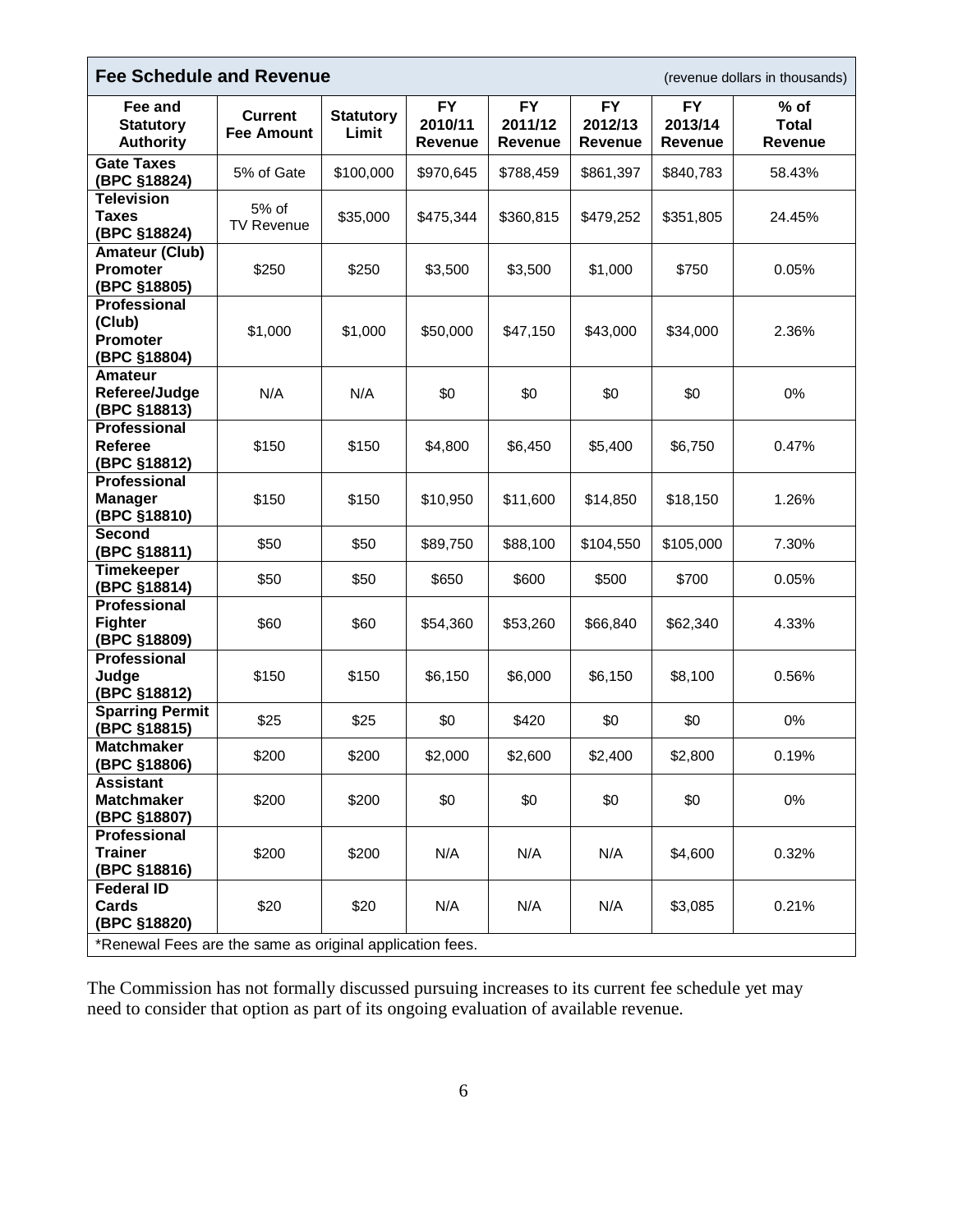**Fee Schedule and Revenue** (revenue dollars in thousands)

| Fee and Statutory Authority | Current Fee Amount | Statutory Limit | FY 2010/11 Revenue | FY 2011/12 Revenue | FY 2012/13 Revenue | FY 2013/14 Revenue | % of Total Revenue |
|---|---|---|---|---|---|---|---|
| **Gate Taxes (BPC §18824)** | 5% of Gate | $100,000 | $970,645 | $788,459 | $861,397 | $840,783 | 58.43% |
| **Television Taxes (BPC §18824)** | 5% of TV Revenue | $35,000 | $475,344 | $360,815 | $479,252 | $351,805 | 24.45% |
| **Amateur (Club) Promoter (BPC §18805)** | $250 | $250 | $3,500 | $3,500 | $1,000 | $750 | 0.05% |
| **Professional (Club) Promoter (BPC §18804)** | $1,000 | $1,000 | $50,000 | $47,150 | $43,000 | $34,000 | 2.36% |
| **Amateur Referee/Judge (BPC §18813)** | N/A | N/A | $0 | $0 | $0 | $0 | 0% |
| **Professional Referee (BPC §18812)** | $150 | $150 | $4,800 | $6,450 | $5,400 | $6,750 | 0.47% |
| **Professional Manager (BPC §18810)** | $150 | $150 | $10,950 | $11,600 | $14,850 | $18,150 | 1.26% |
| **Second (BPC §18811)** | $50 | $50 | $89,750 | $88,100 | $104,550 | $105,000 | 7.30% |
| **Timekeeper (BPC §18814)** | $50 | $50 | $650 | $600 | $500 | $700 | 0.05% |
| **Professional Fighter (BPC §18809)** | $60 | $60 | $54,360 | $53,260 | $66,840 | $62,340 | 4.33% |
| **Professional Judge (BPC §18812)** | $150 | $150 | $6,150 | $6,000 | $6,150 | $8,100 | 0.56% |
| **Sparring Permit (BPC §18815)** | $25 | $25 | $0 | $420 | $0 | $0 | 0% |
| **Matchmaker (BPC §18806)** | $200 | $200 | $2,000 | $2,600 | $2,400 | $2,800 | 0.19% |
| **Assistant Matchmaker (BPC §18807)** | $200 | $200 | $0 | $0 | $0 | $0 | 0% |
| **Professional Trainer (BPC §18816)** | $200 | $200 | N/A | N/A | N/A | $4,600 | 0.32% |
| **Federal ID Cards (BPC §18820)** | $20 | $20 | N/A | N/A | N/A | $3,085 | 0.21% |

*Renewal Fees are the same as original application fees.

The Commission has not formally discussed pursuing increases to its current fee schedule yet may need to consider that option as part of its ongoing evaluation of available revenue.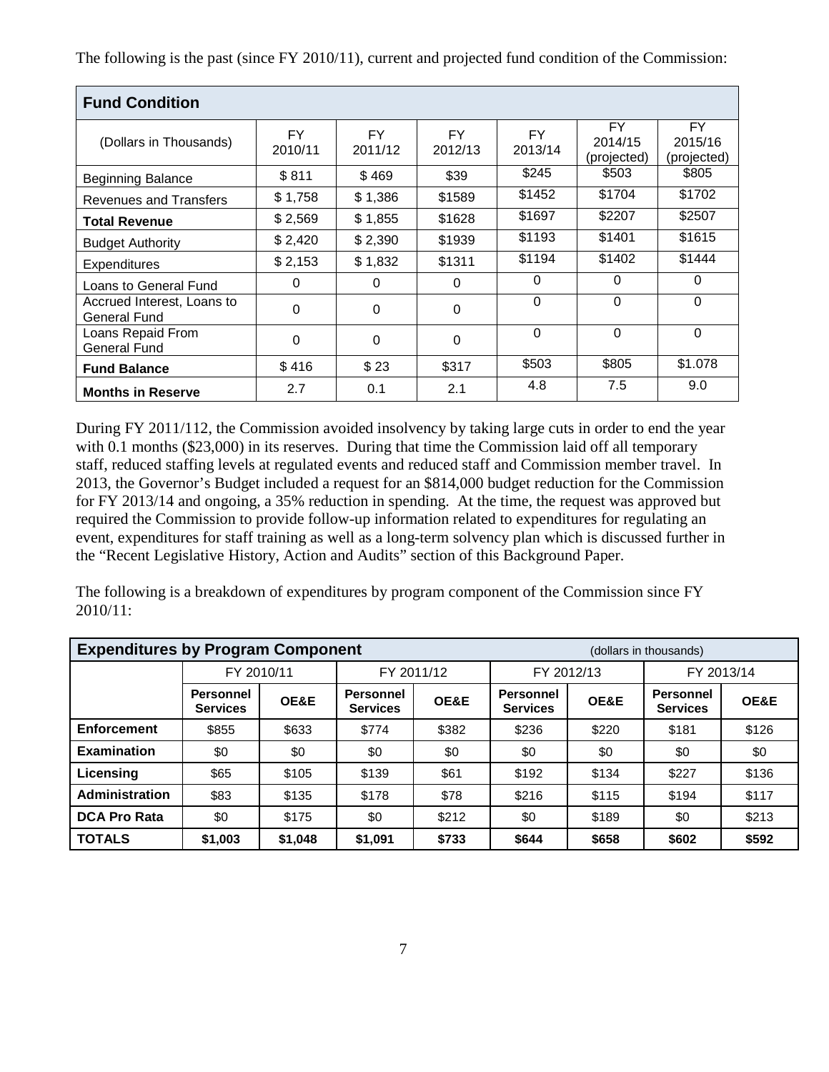The following is the past (since FY 2010/11), current and projected fund condition of the Commission:

| **Fund Condition** | | | | | | |
|---|---|---|---|---|---|---|
| (Dollars in Thousands) | FY 2010/11 | FY 2011/12 | FY 2012/13 | FY 2013/14 | FY 2014/15 (projected) | FY 2015/16 (projected) |
| Beginning Balance | $ 811 | $ 469 | $39 | $245 | $503 | $805 |
| Revenues and Transfers | $ 1,758 | $ 1,386 | $1589 | $1452 | $1704 | $1702 |
| **Total Revenue** | $ 2,569 | $ 1,855 | $1628 | $1697 | $2207 | $2507 |
| Budget Authority | $ 2,420 | $ 2,390 | $1939 | $1193 | $1401 | $1615 |
| Expenditures | $ 2,153 | $ 1,832 | $1311 | $1194 | $1402 | $1444 |
| Loans to General Fund | 0 | 0 | 0 | 0 | 0 | 0 |
| Accrued Interest, Loans to General Fund | 0 | 0 | 0 | 0 | 0 | 0 |
| Loans Repaid From General Fund | 0 | 0 | 0 | 0 | 0 | 0 |
| **Fund Balance** | $ 416 | $ 23 | $317 | $503 | $805 | $1.078 |
| **Months in Reserve** | 2.7 | 0.1 | 2.1 | 4.8 | 7.5 | 9.0 |

During FY 2011/112, the Commission avoided insolvency by taking large cuts in order to end the year with 0.1 months ($23,000) in its reserves. During that time the Commission laid off all temporary staff, reduced staffing levels at regulated events and reduced staff and Commission member travel. In 2013, the Governor's Budget included a request for an $814,000 budget reduction for the Commission for FY 2013/14 and ongoing, a 35% reduction in spending. At the time, the request was approved but required the Commission to provide follow-up information related to expenditures for regulating an event, expenditures for staff training as well as a long-term solvency plan which is discussed further in the "Recent Legislative History, Action and Audits" section of this Background Paper.

The following is a breakdown of expenditures by program component of the Commission since FY 2010/11:

| **Expenditures by Program Component** (dollars in thousands) | FY 2010/11 | | FY 2011/12 | | FY 2012/13 | | FY 2013/14 | |
|---|---|---|---|---|---|---|---|---|
| | **Personnel Services** | **OE&E** | **Personnel Services** | **OE&E** | **Personnel Services** | **OE&E** | **Personnel Services** | **OE&E** |
| **Enforcement** | $855 | $633 | $774 | $382 | $236 | $220 | $181 | $126 |
| **Examination** | $0 | $0 | $0 | $0 | $0 | $0 | $0 | $0 |
| **Licensing** | $65 | $105 | $139 | $61 | $192 | $134 | $227 | $136 |
| **Administration** | $83 | $135 | $178 | $78 | $216 | $115 | $194 | $117 |
| **DCA Pro Rata** | $0 | $175 | $0 | $212 | $0 | $189 | $0 | $213 |
| **TOTALS** | **$1,003** | **$1,048** | **$1,091** | **$733** | **$644** | **$658** | **$602** | **$592** |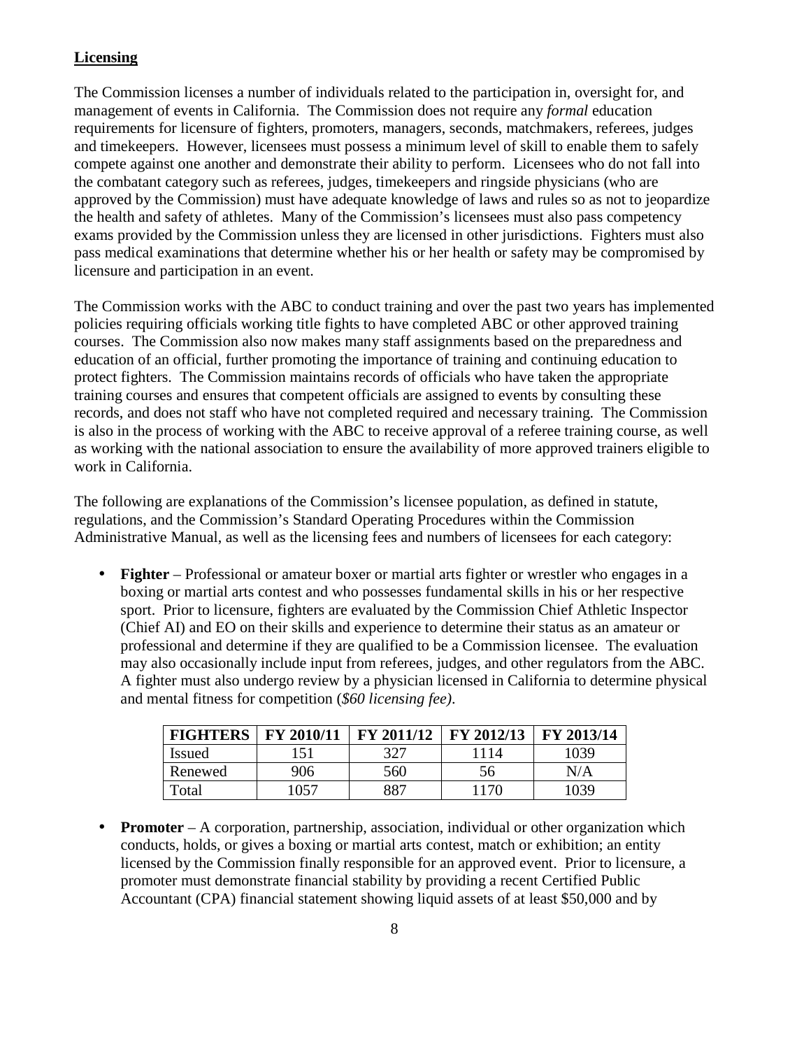**Licensing**

The Commission licenses a number of individuals related to the participation in, oversight for, and management of events in California. The Commission does not require any *formal* education requirements for licensure of fighters, promoters, managers, seconds, matchmakers, referees, judges and timekeepers. However, licensees must possess a minimum level of skill to enable them to safely compete against one another and demonstrate their ability to perform. Licensees who do not fall into the combatant category such as referees, judges, timekeepers and ringside physicians (who are approved by the Commission) must have adequate knowledge of laws and rules so as not to jeopardize the health and safety of athletes. Many of the Commission's licensees must also pass competency exams provided by the Commission unless they are licensed in other jurisdictions. Fighters must also pass medical examinations that determine whether his or her health or safety may be compromised by licensure and participation in an event.

The Commission works with the ABC to conduct training and over the past two years has implemented policies requiring officials working title fights to have completed ABC or other approved training courses. The Commission also now makes many staff assignments based on the preparedness and education of an official, further promoting the importance of training and continuing education to protect fighters. The Commission maintains records of officials who have taken the appropriate training courses and ensures that competent officials are assigned to events by consulting these records, and does not staff who have not completed required and necessary training. The Commission is also in the process of working with the ABC to receive approval of a referee training course, as well as working with the national association to ensure the availability of more approved trainers eligible to work in California.

The following are explanations of the Commission's licensee population, as defined in statute, regulations, and the Commission's Standard Operating Procedures within the Commission Administrative Manual, as well as the licensing fees and numbers of licensees for each category:

- **Fighter** – Professional or amateur boxer or martial arts fighter or wrestler who engages in a boxing or martial arts contest and who possesses fundamental skills in his or her respective sport. Prior to licensure, fighters are evaluated by the Commission Chief Athletic Inspector (Chief AI) and EO on their skills and experience to determine their status as an amateur or professional and determine if they are qualified to be a Commission licensee. The evaluation may also occasionally include input from referees, judges, and other regulators from the ABC. A fighter must also undergo review by a physician licensed in California to determine physical and mental fitness for competition (*$60 licensing fee)*.

| FIGHTERS | FY 2010/11 | FY 2011/12 | FY 2012/13 | FY 2013/14 |
|---|---|---|---|---|
| Issued | 151 | 327 | 1114 | 1039 |
| Renewed | 906 | 560 | 56 | N/A |
| Total | 1057 | 887 | 1170 | 1039 |

- **Promoter** – A corporation, partnership, association, individual or other organization which conducts, holds, or gives a boxing or martial arts contest, match or exhibition; an entity licensed by the Commission finally responsible for an approved event. Prior to licensure, a promoter must demonstrate financial stability by providing a recent Certified Public Accountant (CPA) financial statement showing liquid assets of at least $50,000 and by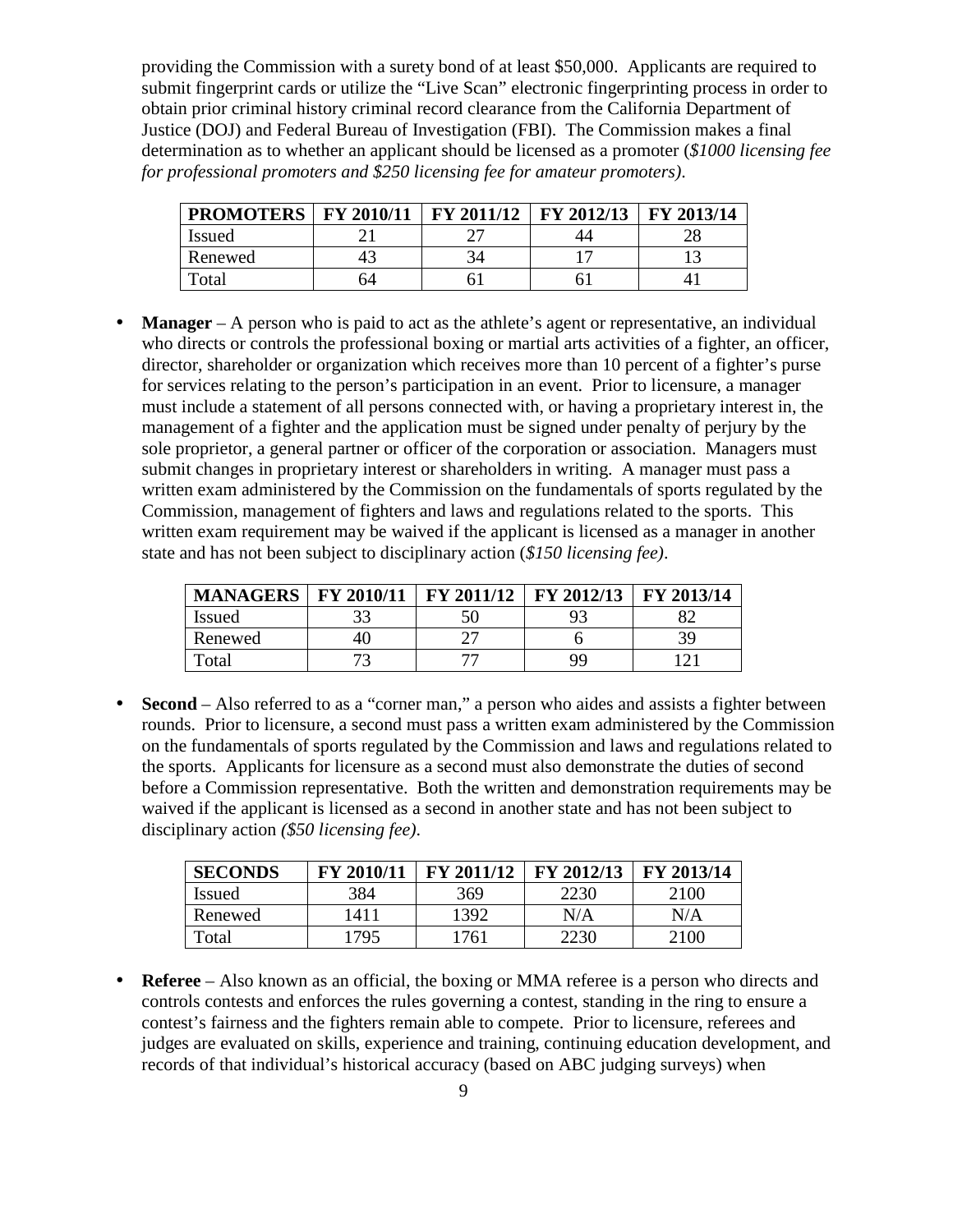providing the Commission with a surety bond of at least $50,000. Applicants are required to submit fingerprint cards or utilize the "Live Scan" electronic fingerprinting process in order to obtain prior criminal history criminal record clearance from the California Department of Justice (DOJ) and Federal Bureau of Investigation (FBI). The Commission makes a final determination as to whether an applicant should be licensed as a promoter (*$1000 licensing fee for professional promoters and $250 licensing fee for amateur promoters)*.

| PROMOTERS | FY 2010/11 | FY 2011/12 | FY 2012/13 | FY 2013/14 |
|---|---|---|---|---|
| Issued | 21 | 27 | 44 | 28 |
| Renewed | 43 | 34 | 17 | 13 |
| Total | 64 | 61 | 61 | 41 |

- **Manager** – A person who is paid to act as the athlete's agent or representative, an individual who directs or controls the professional boxing or martial arts activities of a fighter, an officer, director, shareholder or organization which receives more than 10 percent of a fighter's purse for services relating to the person's participation in an event. Prior to licensure, a manager must include a statement of all persons connected with, or having a proprietary interest in, the management of a fighter and the application must be signed under penalty of perjury by the sole proprietor, a general partner or officer of the corporation or association. Managers must submit changes in proprietary interest or shareholders in writing. A manager must pass a written exam administered by the Commission on the fundamentals of sports regulated by the Commission, management of fighters and laws and regulations related to the sports. This written exam requirement may be waived if the applicant is licensed as a manager in another state and has not been subject to disciplinary action (*$150 licensing fee)*.

| MANAGERS | FY 2010/11 | FY 2011/12 | FY 2012/13 | FY 2013/14 |
|---|---|---|---|---|
| Issued | 33 | 50 | 93 | 82 |
| Renewed | 40 | 27 | 6 | 39 |
| Total | 73 | 77 | 99 | 121 |

- **Second** – Also referred to as a "corner man," a person who aides and assists a fighter between rounds. Prior to licensure, a second must pass a written exam administered by the Commission on the fundamentals of sports regulated by the Commission and laws and regulations related to the sports. Applicants for licensure as a second must also demonstrate the duties of second before a Commission representative. Both the written and demonstration requirements may be waived if the applicant is licensed as a second in another state and has not been subject to disciplinary action *($50 licensing fee)*.

| SECONDS | FY 2010/11 | FY 2011/12 | FY 2012/13 | FY 2013/14 |
|---|---|---|---|---|
| Issued | 384 | 369 | 2230 | 2100 |
| Renewed | 1411 | 1392 | N/A | N/A |
| Total | 1795 | 1761 | 2230 | 2100 |

- **Referee** – Also known as an official, the boxing or MMA referee is a person who directs and controls contests and enforces the rules governing a contest, standing in the ring to ensure a contest's fairness and the fighters remain able to compete. Prior to licensure, referees and judges are evaluated on skills, experience and training, continuing education development, and records of that individual's historical accuracy (based on ABC judging surveys) when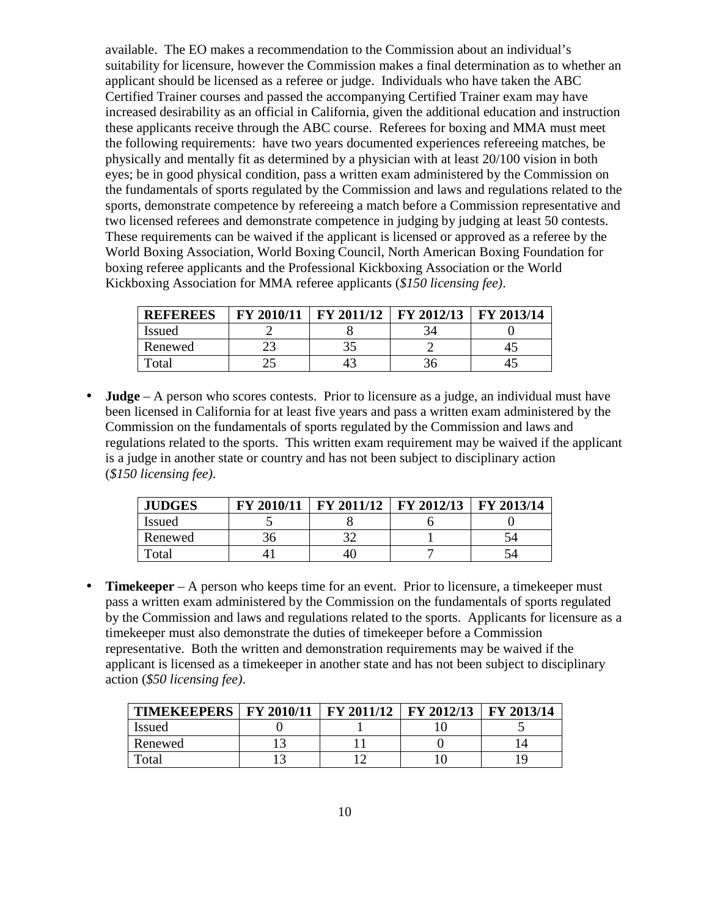available. The EO makes a recommendation to the Commission about an individual's suitability for licensure, however the Commission makes a final determination as to whether an applicant should be licensed as a referee or judge. Individuals who have taken the ABC Certified Trainer courses and passed the accompanying Certified Trainer exam may have increased desirability as an official in California, given the additional education and instruction these applicants receive through the ABC course. Referees for boxing and MMA must meet the following requirements: have two years documented experiences refereeing matches, be physically and mentally fit as determined by a physician with at least 20/100 vision in both eyes; be in good physical condition, pass a written exam administered by the Commission on the fundamentals of sports regulated by the Commission and laws and regulations related to the sports, demonstrate competence by refereeing a match before a Commission representative and two licensed referees and demonstrate competence in judging by judging at least 50 contests. These requirements can be waived if the applicant is licensed or approved as a referee by the World Boxing Association, World Boxing Council, North American Boxing Foundation for boxing referee applicants and the Professional Kickboxing Association or the World Kickboxing Association for MMA referee applicants (*$150 licensing fee)*.

| **REFEREES** | **FY 2010/11** | **FY 2011/12** | **FY 2012/13** | **FY 2013/14** |
|---|---|---|---|---|
| Issued | 2 | 8 | 34 | 0 |
| Renewed | 23 | 35 | 2 | 45 |
| Total | 25 | 43 | 36 | 45 |

- **Judge** – A person who scores contests. Prior to licensure as a judge, an individual must have been licensed in California for at least five years and pass a written exam administered by the Commission on the fundamentals of sports regulated by the Commission and laws and regulations related to the sports. This written exam requirement may be waived if the applicant is a judge in another state or country and has not been subject to disciplinary action (*$150 licensing fee)*.

| **JUDGES** | **FY 2010/11** | **FY 2011/12** | **FY 2012/13** | **FY 2013/14** |
|---|---|---|---|---|
| Issued | 5 | 8 | 6 | 0 |
| Renewed | 36 | 32 | 1 | 54 |
| Total | 41 | 40 | 7 | 54 |

- **Timekeeper** – A person who keeps time for an event. Prior to licensure, a timekeeper must pass a written exam administered by the Commission on the fundamentals of sports regulated by the Commission and laws and regulations related to the sports. Applicants for licensure as a timekeeper must also demonstrate the duties of timekeeper before a Commission representative. Both the written and demonstration requirements may be waived if the applicant is licensed as a timekeeper in another state and has not been subject to disciplinary action (*$50 licensing fee)*.

| **TIMEKEEPERS** | **FY 2010/11** | **FY 2011/12** | **FY 2012/13** | **FY 2013/14** |
|---|---|---|---|---|
| Issued | 0 | 1 | 10 | 5 |
| Renewed | 13 | 11 | 0 | 14 |
| Total | 13 | 12 | 10 | 19 |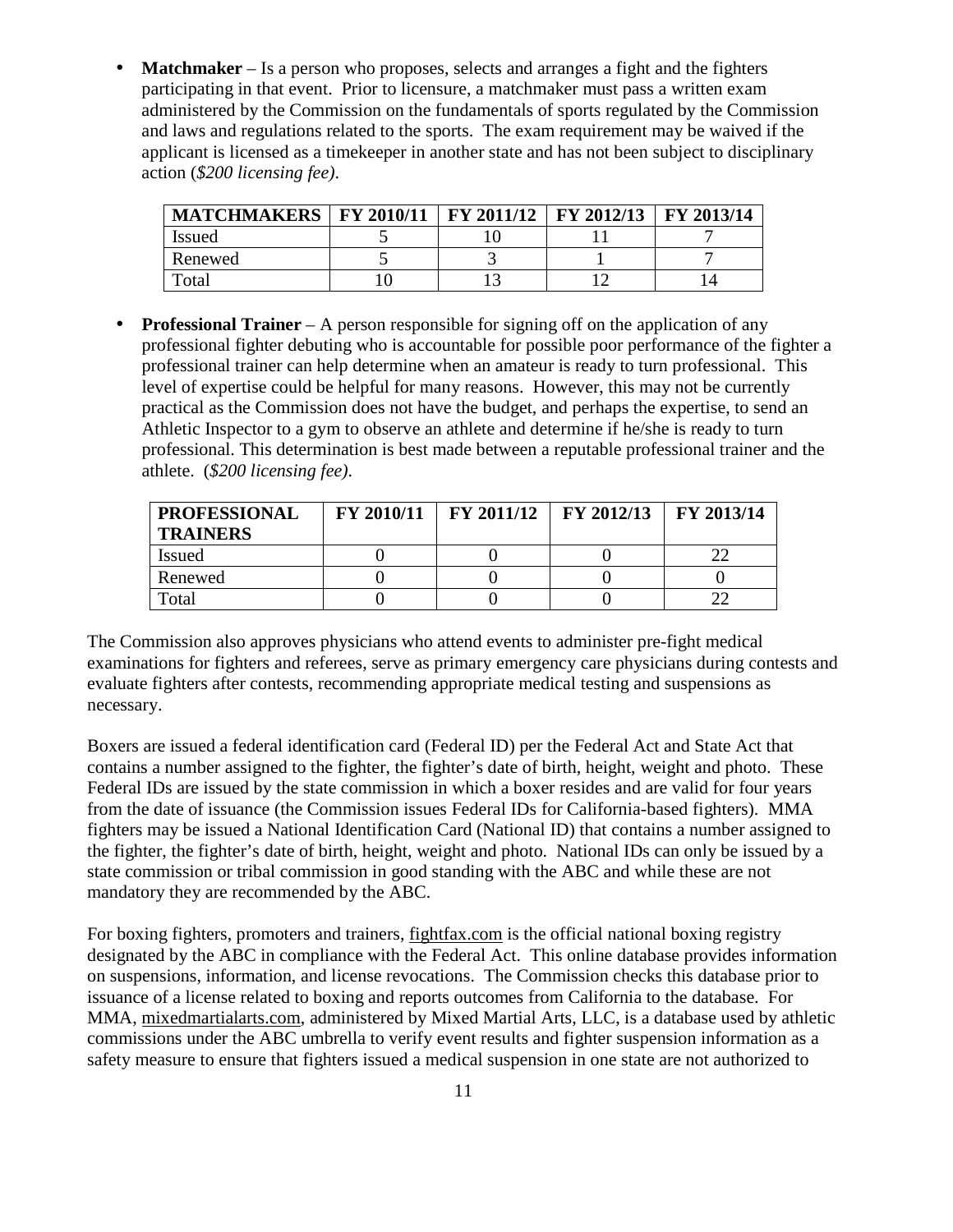- **Matchmaker** – Is a person who proposes, selects and arranges a fight and the fighters participating in that event. Prior to licensure, a matchmaker must pass a written exam administered by the Commission on the fundamentals of sports regulated by the Commission and laws and regulations related to the sports. The exam requirement may be waived if the applicant is licensed as a timekeeper in another state and has not been subject to disciplinary action (*$200 licensing fee)*.

| MATCHMAKERS | FY 2010/11 | FY 2011/12 | FY 2012/13 | FY 2013/14 |
|---|---|---|---|---|
| Issued | 5 | 10 | 11 | 7 |
| Renewed | 5 | 3 | 1 | 7 |
| Total | 10 | 13 | 12 | 14 |

- **Professional Trainer** – A person responsible for signing off on the application of any professional fighter debuting who is accountable for possible poor performance of the fighter a professional trainer can help determine when an amateur is ready to turn professional. This level of expertise could be helpful for many reasons. However, this may not be currently practical as the Commission does not have the budget, and perhaps the expertise, to send an Athletic Inspector to a gym to observe an athlete and determine if he/she is ready to turn professional. This determination is best made between a reputable professional trainer and the athlete. (*$200 licensing fee)*.

| PROFESSIONAL TRAINERS | FY 2010/11 | FY 2011/12 | FY 2012/13 | FY 2013/14 |
|---|---|---|---|---|
| Issued | 0 | 0 | 0 | 22 |
| Renewed | 0 | 0 | 0 | 0 |
| Total | 0 | 0 | 0 | 22 |

The Commission also approves physicians who attend events to administer pre-fight medical examinations for fighters and referees, serve as primary emergency care physicians during contests and evaluate fighters after contests, recommending appropriate medical testing and suspensions as necessary.

Boxers are issued a federal identification card (Federal ID) per the Federal Act and State Act that contains a number assigned to the fighter, the fighter's date of birth, height, weight and photo. These Federal IDs are issued by the state commission in which a boxer resides and are valid for four years from the date of issuance (the Commission issues Federal IDs for California-based fighters). MMA fighters may be issued a National Identification Card (National ID) that contains a number assigned to the fighter, the fighter's date of birth, height, weight and photo. National IDs can only be issued by a state commission or tribal commission in good standing with the ABC and while these are not mandatory they are recommended by the ABC.

For boxing fighters, promoters and trainers, fightfax.com is the official national boxing registry designated by the ABC in compliance with the Federal Act. This online database provides information on suspensions, information, and license revocations. The Commission checks this database prior to issuance of a license related to boxing and reports outcomes from California to the database. For MMA, mixedmartialarts.com, administered by Mixed Martial Arts, LLC, is a database used by athletic commissions under the ABC umbrella to verify event results and fighter suspension information as a safety measure to ensure that fighters issued a medical suspension in one state are not authorized to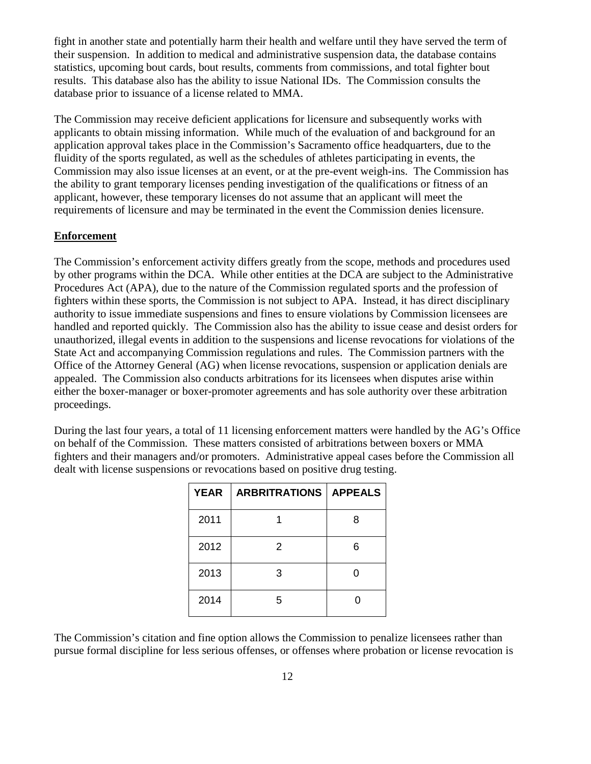fight in another state and potentially harm their health and welfare until they have served the term of their suspension. In addition to medical and administrative suspension data, the database contains statistics, upcoming bout cards, bout results, comments from commissions, and total fighter bout results. This database also has the ability to issue National IDs. The Commission consults the database prior to issuance of a license related to MMA.

The Commission may receive deficient applications for licensure and subsequently works with applicants to obtain missing information. While much of the evaluation of and background for an application approval takes place in the Commission's Sacramento office headquarters, due to the fluidity of the sports regulated, as well as the schedules of athletes participating in events, the Commission may also issue licenses at an event, or at the pre-event weigh-ins. The Commission has the ability to grant temporary licenses pending investigation of the qualifications or fitness of an applicant, however, these temporary licenses do not assume that an applicant will meet the requirements of licensure and may be terminated in the event the Commission denies licensure.

**Enforcement**

The Commission's enforcement activity differs greatly from the scope, methods and procedures used by other programs within the DCA. While other entities at the DCA are subject to the Administrative Procedures Act (APA), due to the nature of the Commission regulated sports and the profession of fighters within these sports, the Commission is not subject to APA. Instead, it has direct disciplinary authority to issue immediate suspensions and fines to ensure violations by Commission licensees are handled and reported quickly. The Commission also has the ability to issue cease and desist orders for unauthorized, illegal events in addition to the suspensions and license revocations for violations of the State Act and accompanying Commission regulations and rules. The Commission partners with the Office of the Attorney General (AG) when license revocations, suspension or application denials are appealed. The Commission also conducts arbitrations for its licensees when disputes arise within either the boxer-manager or boxer-promoter agreements and has sole authority over these arbitration proceedings.

During the last four years, a total of 11 licensing enforcement matters were handled by the AG's Office on behalf of the Commission. These matters consisted of arbitrations between boxers or MMA fighters and their managers and/or promoters. Administrative appeal cases before the Commission all dealt with license suspensions or revocations based on positive drug testing.

| YEAR | ARBRITRATIONS | APPEALS |
|---|---|---|
| 2011 | 1 | 8 |
| 2012 | 2 | 6 |
| 2013 | 3 | 0 |
| 2014 | 5 | 0 |

The Commission's citation and fine option allows the Commission to penalize licensees rather than pursue formal discipline for less serious offenses, or offenses where probation or license revocation is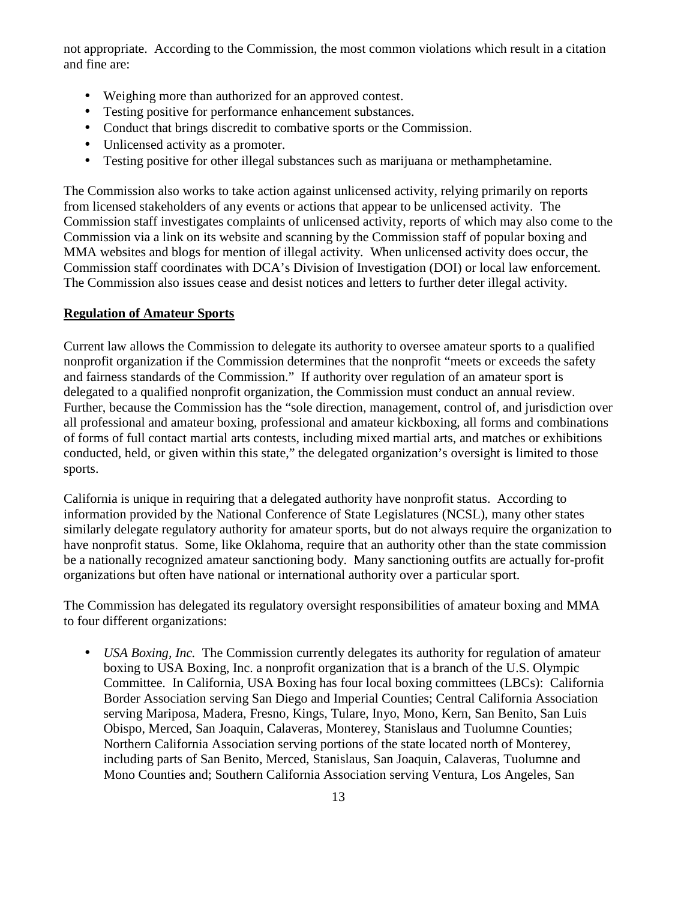not appropriate. According to the Commission, the most common violations which result in a citation and fine are:

- Weighing more than authorized for an approved contest.
- Testing positive for performance enhancement substances.
- Conduct that brings discredit to combative sports or the Commission.
- Unlicensed activity as a promoter.
- Testing positive for other illegal substances such as marijuana or methamphetamine.

The Commission also works to take action against unlicensed activity, relying primarily on reports from licensed stakeholders of any events or actions that appear to be unlicensed activity. The Commission staff investigates complaints of unlicensed activity, reports of which may also come to the Commission via a link on its website and scanning by the Commission staff of popular boxing and MMA websites and blogs for mention of illegal activity. When unlicensed activity does occur, the Commission staff coordinates with DCA's Division of Investigation (DOI) or local law enforcement. The Commission also issues cease and desist notices and letters to further deter illegal activity.

**Regulation of Amateur Sports**

Current law allows the Commission to delegate its authority to oversee amateur sports to a qualified nonprofit organization if the Commission determines that the nonprofit "meets or exceeds the safety and fairness standards of the Commission." If authority over regulation of an amateur sport is delegated to a qualified nonprofit organization, the Commission must conduct an annual review. Further, because the Commission has the "sole direction, management, control of, and jurisdiction over all professional and amateur boxing, professional and amateur kickboxing, all forms and combinations of forms of full contact martial arts contests, including mixed martial arts, and matches or exhibitions conducted, held, or given within this state," the delegated organization's oversight is limited to those sports.

California is unique in requiring that a delegated authority have nonprofit status. According to information provided by the National Conference of State Legislatures (NCSL), many other states similarly delegate regulatory authority for amateur sports, but do not always require the organization to have nonprofit status. Some, like Oklahoma, require that an authority other than the state commission be a nationally recognized amateur sanctioning body. Many sanctioning outfits are actually for-profit organizations but often have national or international authority over a particular sport.

The Commission has delegated its regulatory oversight responsibilities of amateur boxing and MMA to four different organizations:

- *USA Boxing, Inc.* The Commission currently delegates its authority for regulation of amateur boxing to USA Boxing, Inc. a nonprofit organization that is a branch of the U.S. Olympic Committee. In California, USA Boxing has four local boxing committees (LBCs): California Border Association serving San Diego and Imperial Counties; Central California Association serving Mariposa, Madera, Fresno, Kings, Tulare, Inyo, Mono, Kern, San Benito, San Luis Obispo, Merced, San Joaquin, Calaveras, Monterey, Stanislaus and Tuolumne Counties; Northern California Association serving portions of the state located north of Monterey, including parts of San Benito, Merced, Stanislaus, San Joaquin, Calaveras, Tuolumne and Mono Counties and; Southern California Association serving Ventura, Los Angeles, San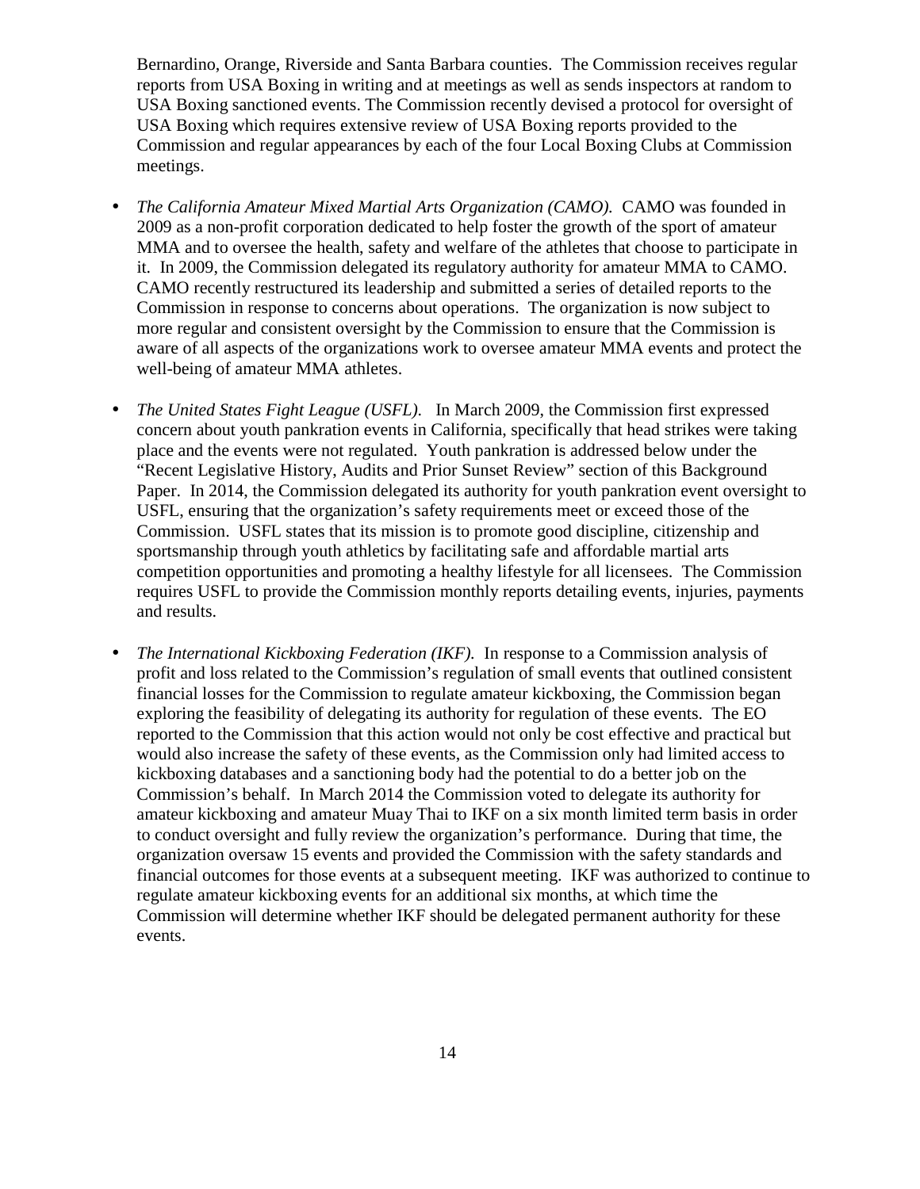Bernardino, Orange, Riverside and Santa Barbara counties. The Commission receives regular reports from USA Boxing in writing and at meetings as well as sends inspectors at random to USA Boxing sanctioned events. The Commission recently devised a protocol for oversight of USA Boxing which requires extensive review of USA Boxing reports provided to the Commission and regular appearances by each of the four Local Boxing Clubs at Commission meetings.

- *The California Amateur Mixed Martial Arts Organization (CAMO).* CAMO was founded in 2009 as a non-profit corporation dedicated to help foster the growth of the sport of amateur MMA and to oversee the health, safety and welfare of the athletes that choose to participate in it. In 2009, the Commission delegated its regulatory authority for amateur MMA to CAMO. CAMO recently restructured its leadership and submitted a series of detailed reports to the Commission in response to concerns about operations. The organization is now subject to more regular and consistent oversight by the Commission to ensure that the Commission is aware of all aspects of the organizations work to oversee amateur MMA events and protect the well-being of amateur MMA athletes.

- *The United States Fight League (USFL).* In March 2009, the Commission first expressed concern about youth pankration events in California, specifically that head strikes were taking place and the events were not regulated. Youth pankration is addressed below under the "Recent Legislative History, Audits and Prior Sunset Review" section of this Background Paper. In 2014, the Commission delegated its authority for youth pankration event oversight to USFL, ensuring that the organization's safety requirements meet or exceed those of the Commission. USFL states that its mission is to promote good discipline, citizenship and sportsmanship through youth athletics by facilitating safe and affordable martial arts competition opportunities and promoting a healthy lifestyle for all licensees. The Commission requires USFL to provide the Commission monthly reports detailing events, injuries, payments and results.

- *The International Kickboxing Federation (IKF).* In response to a Commission analysis of profit and loss related to the Commission's regulation of small events that outlined consistent financial losses for the Commission to regulate amateur kickboxing, the Commission began exploring the feasibility of delegating its authority for regulation of these events. The EO reported to the Commission that this action would not only be cost effective and practical but would also increase the safety of these events, as the Commission only had limited access to kickboxing databases and a sanctioning body had the potential to do a better job on the Commission's behalf. In March 2014 the Commission voted to delegate its authority for amateur kickboxing and amateur Muay Thai to IKF on a six month limited term basis in order to conduct oversight and fully review the organization's performance. During that time, the organization oversaw 15 events and provided the Commission with the safety standards and financial outcomes for those events at a subsequent meeting. IKF was authorized to continue to regulate amateur kickboxing events for an additional six months, at which time the Commission will determine whether IKF should be delegated permanent authority for these events.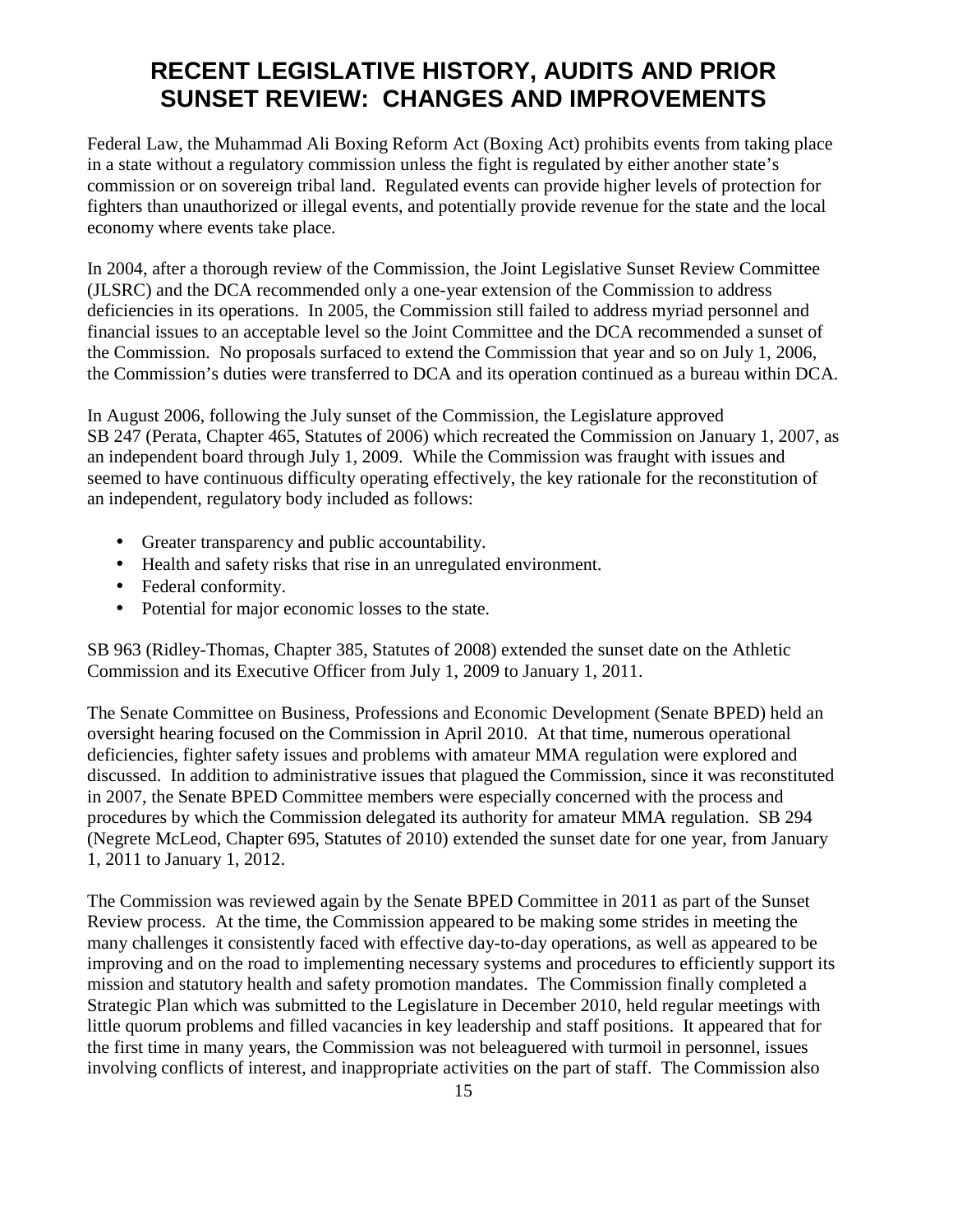# RECENT LEGISLATIVE HISTORY, AUDITS AND PRIOR SUNSET REVIEW: CHANGES AND IMPROVEMENTS

Federal Law, the Muhammad Ali Boxing Reform Act (Boxing Act) prohibits events from taking place in a state without a regulatory commission unless the fight is regulated by either another state's commission or on sovereign tribal land. Regulated events can provide higher levels of protection for fighters than unauthorized or illegal events, and potentially provide revenue for the state and the local economy where events take place.

In 2004, after a thorough review of the Commission, the Joint Legislative Sunset Review Committee (JLSRC) and the DCA recommended only a one-year extension of the Commission to address deficiencies in its operations. In 2005, the Commission still failed to address myriad personnel and financial issues to an acceptable level so the Joint Committee and the DCA recommended a sunset of the Commission. No proposals surfaced to extend the Commission that year and so on July 1, 2006, the Commission's duties were transferred to DCA and its operation continued as a bureau within DCA.

In August 2006, following the July sunset of the Commission, the Legislature approved SB 247 (Perata, Chapter 465, Statutes of 2006) which recreated the Commission on January 1, 2007, as an independent board through July 1, 2009. While the Commission was fraught with issues and seemed to have continuous difficulty operating effectively, the key rationale for the reconstitution of an independent, regulatory body included as follows:

- Greater transparency and public accountability.
- Health and safety risks that rise in an unregulated environment.
- Federal conformity.
- Potential for major economic losses to the state.

SB 963 (Ridley-Thomas, Chapter 385, Statutes of 2008) extended the sunset date on the Athletic Commission and its Executive Officer from July 1, 2009 to January 1, 2011.

The Senate Committee on Business, Professions and Economic Development (Senate BPED) held an oversight hearing focused on the Commission in April 2010. At that time, numerous operational deficiencies, fighter safety issues and problems with amateur MMA regulation were explored and discussed. In addition to administrative issues that plagued the Commission, since it was reconstituted in 2007, the Senate BPED Committee members were especially concerned with the process and procedures by which the Commission delegated its authority for amateur MMA regulation. SB 294 (Negrete McLeod, Chapter 695, Statutes of 2010) extended the sunset date for one year, from January 1, 2011 to January 1, 2012.

The Commission was reviewed again by the Senate BPED Committee in 2011 as part of the Sunset Review process. At the time, the Commission appeared to be making some strides in meeting the many challenges it consistently faced with effective day-to-day operations, as well as appeared to be improving and on the road to implementing necessary systems and procedures to efficiently support its mission and statutory health and safety promotion mandates. The Commission finally completed a Strategic Plan which was submitted to the Legislature in December 2010, held regular meetings with little quorum problems and filled vacancies in key leadership and staff positions. It appeared that for the first time in many years, the Commission was not beleaguered with turmoil in personnel, issues involving conflicts of interest, and inappropriate activities on the part of staff. The Commission also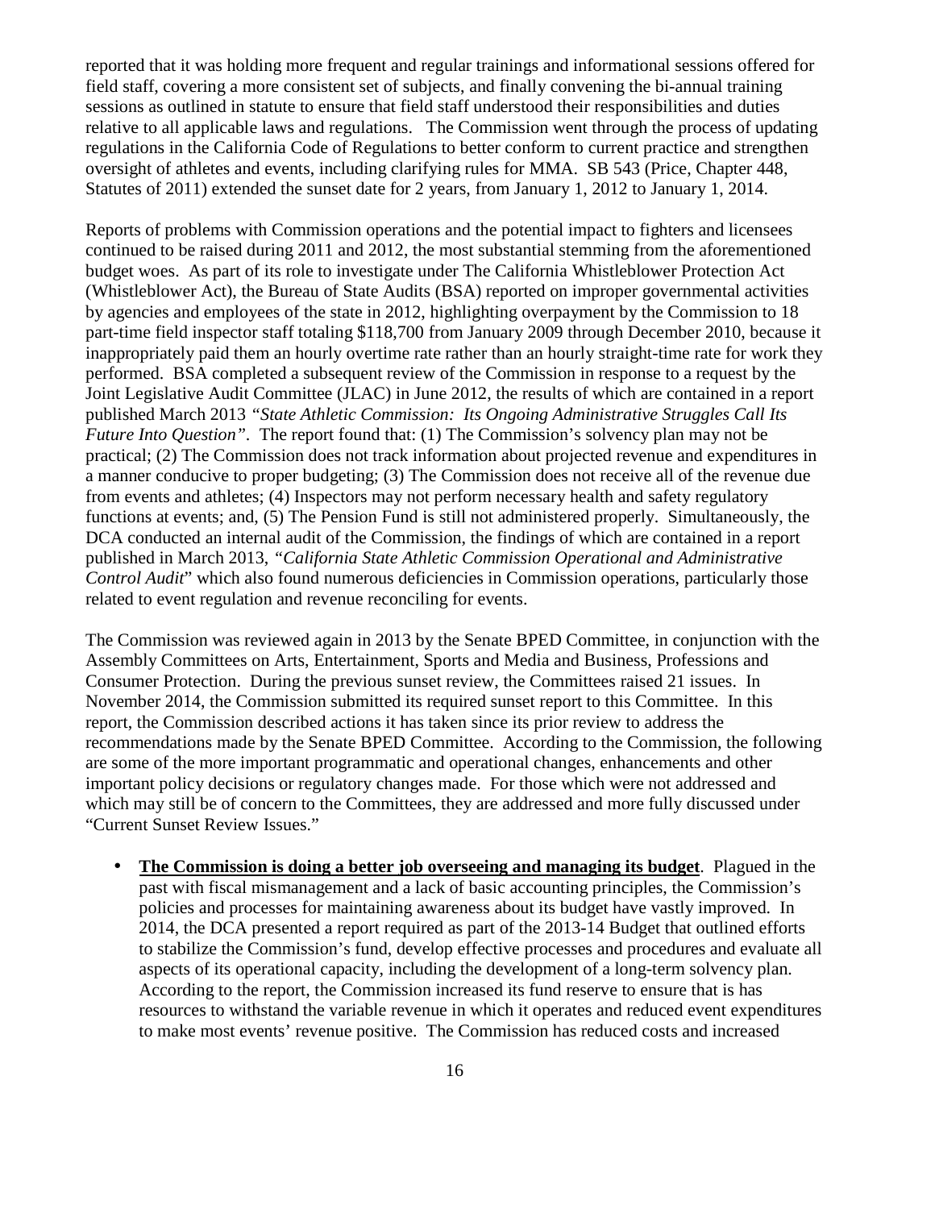reported that it was holding more frequent and regular trainings and informational sessions offered for field staff, covering a more consistent set of subjects, and finally convening the bi-annual training sessions as outlined in statute to ensure that field staff understood their responsibilities and duties relative to all applicable laws and regulations. The Commission went through the process of updating regulations in the California Code of Regulations to better conform to current practice and strengthen oversight of athletes and events, including clarifying rules for MMA. SB 543 (Price, Chapter 448, Statutes of 2011) extended the sunset date for 2 years, from January 1, 2012 to January 1, 2014.

Reports of problems with Commission operations and the potential impact to fighters and licensees continued to be raised during 2011 and 2012, the most substantial stemming from the aforementioned budget woes. As part of its role to investigate under The California Whistleblower Protection Act (Whistleblower Act), the Bureau of State Audits (BSA) reported on improper governmental activities by agencies and employees of the state in 2012, highlighting overpayment by the Commission to 18 part-time field inspector staff totaling $118,700 from January 2009 through December 2010, because it inappropriately paid them an hourly overtime rate rather than an hourly straight-time rate for work they performed. BSA completed a subsequent review of the Commission in response to a request by the Joint Legislative Audit Committee (JLAC) in June 2012, the results of which are contained in a report published March 2013 *"State Athletic Commission: Its Ongoing Administrative Struggles Call Its Future Into Question"*. The report found that: (1) The Commission's solvency plan may not be practical; (2) The Commission does not track information about projected revenue and expenditures in a manner conducive to proper budgeting; (3) The Commission does not receive all of the revenue due from events and athletes; (4) Inspectors may not perform necessary health and safety regulatory functions at events; and, (5) The Pension Fund is still not administered properly. Simultaneously, the DCA conducted an internal audit of the Commission, the findings of which are contained in a report published in March 2013, *"California State Athletic Commission Operational and Administrative Control Audit"* which also found numerous deficiencies in Commission operations, particularly those related to event regulation and revenue reconciling for events.

The Commission was reviewed again in 2013 by the Senate BPED Committee, in conjunction with the Assembly Committees on Arts, Entertainment, Sports and Media and Business, Professions and Consumer Protection. During the previous sunset review, the Committees raised 21 issues. In November 2014, the Commission submitted its required sunset report to this Committee. In this report, the Commission described actions it has taken since its prior review to address the recommendations made by the Senate BPED Committee. According to the Commission, the following are some of the more important programmatic and operational changes, enhancements and other important policy decisions or regulatory changes made. For those which were not addressed and which may still be of concern to the Committees, they are addressed and more fully discussed under "Current Sunset Review Issues."

- **The Commission is doing a better job overseeing and managing its budget**. Plagued in the past with fiscal mismanagement and a lack of basic accounting principles, the Commission's policies and processes for maintaining awareness about its budget have vastly improved. In 2014, the DCA presented a report required as part of the 2013-14 Budget that outlined efforts to stabilize the Commission's fund, develop effective processes and procedures and evaluate all aspects of its operational capacity, including the development of a long-term solvency plan. According to the report, the Commission increased its fund reserve to ensure that is has resources to withstand the variable revenue in which it operates and reduced event expenditures to make most events' revenue positive. The Commission has reduced costs and increased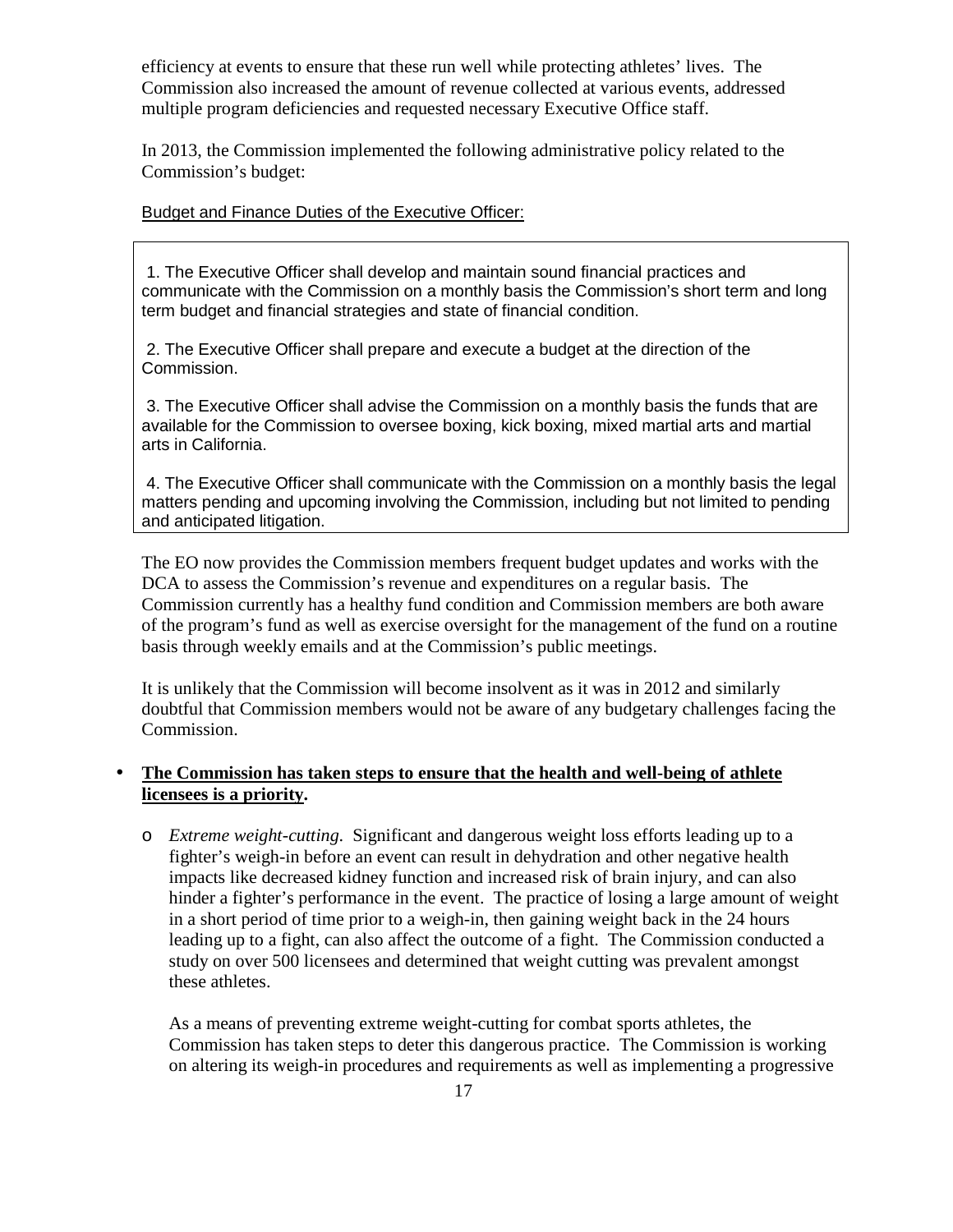efficiency at events to ensure that these run well while protecting athletes' lives. The Commission also increased the amount of revenue collected at various events, addressed multiple program deficiencies and requested necessary Executive Office staff.

In 2013, the Commission implemented the following administrative policy related to the Commission's budget:

Budget and Finance Duties of the Executive Officer:

> 1. The Executive Officer shall develop and maintain sound financial practices and communicate with the Commission on a monthly basis the Commission's short term and long term budget and financial strategies and state of financial condition.
>
> 2. The Executive Officer shall prepare and execute a budget at the direction of the Commission.
>
> 3. The Executive Officer shall advise the Commission on a monthly basis the funds that are available for the Commission to oversee boxing, kick boxing, mixed martial arts and martial arts in California.
>
> 4. The Executive Officer shall communicate with the Commission on a monthly basis the legal matters pending and upcoming involving the Commission, including but not limited to pending and anticipated litigation.

The EO now provides the Commission members frequent budget updates and works with the DCA to assess the Commission's revenue and expenditures on a regular basis. The Commission currently has a healthy fund condition and Commission members are both aware of the program's fund as well as exercise oversight for the management of the fund on a routine basis through weekly emails and at the Commission's public meetings.

It is unlikely that the Commission will become insolvent as it was in 2012 and similarly doubtful that Commission members would not be aware of any budgetary challenges facing the Commission.

- **The Commission has taken steps to ensure that the health and well-being of athlete licensees is a priority.**
  - *Extreme weight-cutting.* Significant and dangerous weight loss efforts leading up to a fighter's weigh-in before an event can result in dehydration and other negative health impacts like decreased kidney function and increased risk of brain injury, and can also hinder a fighter's performance in the event. The practice of losing a large amount of weight in a short period of time prior to a weigh-in, then gaining weight back in the 24 hours leading up to a fight, can also affect the outcome of a fight. The Commission conducted a study on over 500 licensees and determined that weight cutting was prevalent amongst these athletes.

    As a means of preventing extreme weight-cutting for combat sports athletes, the Commission has taken steps to deter this dangerous practice. The Commission is working on altering its weigh-in procedures and requirements as well as implementing a progressive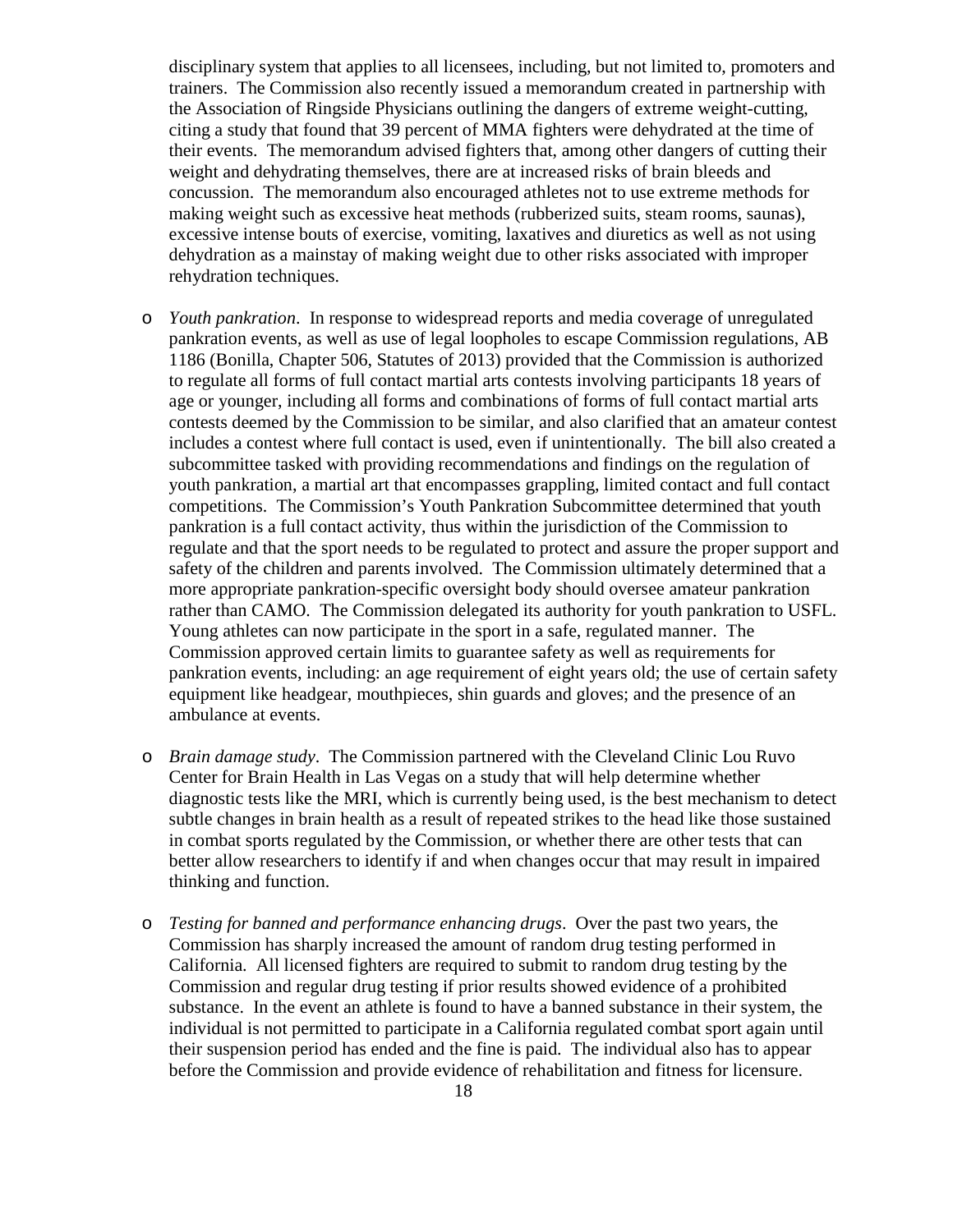disciplinary system that applies to all licensees, including, but not limited to, promoters and trainers. The Commission also recently issued a memorandum created in partnership with the Association of Ringside Physicians outlining the dangers of extreme weight-cutting, citing a study that found that 39 percent of MMA fighters were dehydrated at the time of their events. The memorandum advised fighters that, among other dangers of cutting their weight and dehydrating themselves, there are at increased risks of brain bleeds and concussion. The memorandum also encouraged athletes not to use extreme methods for making weight such as excessive heat methods (rubberized suits, steam rooms, saunas), excessive intense bouts of exercise, vomiting, laxatives and diuretics as well as not using dehydration as a mainstay of making weight due to other risks associated with improper rehydration techniques.

- *Youth pankration*. In response to widespread reports and media coverage of unregulated pankration events, as well as use of legal loopholes to escape Commission regulations, AB 1186 (Bonilla, Chapter 506, Statutes of 2013) provided that the Commission is authorized to regulate all forms of full contact martial arts contests involving participants 18 years of age or younger, including all forms and combinations of forms of full contact martial arts contests deemed by the Commission to be similar, and also clarified that an amateur contest includes a contest where full contact is used, even if unintentionally. The bill also created a subcommittee tasked with providing recommendations and findings on the regulation of youth pankration, a martial art that encompasses grappling, limited contact and full contact competitions. The Commission's Youth Pankration Subcommittee determined that youth pankration is a full contact activity, thus within the jurisdiction of the Commission to regulate and that the sport needs to be regulated to protect and assure the proper support and safety of the children and parents involved. The Commission ultimately determined that a more appropriate pankration-specific oversight body should oversee amateur pankration rather than CAMO. The Commission delegated its authority for youth pankration to USFL. Young athletes can now participate in the sport in a safe, regulated manner. The Commission approved certain limits to guarantee safety as well as requirements for pankration events, including: an age requirement of eight years old; the use of certain safety equipment like headgear, mouthpieces, shin guards and gloves; and the presence of an ambulance at events.

- *Brain damage study*. The Commission partnered with the Cleveland Clinic Lou Ruvo Center for Brain Health in Las Vegas on a study that will help determine whether diagnostic tests like the MRI, which is currently being used, is the best mechanism to detect subtle changes in brain health as a result of repeated strikes to the head like those sustained in combat sports regulated by the Commission, or whether there are other tests that can better allow researchers to identify if and when changes occur that may result in impaired thinking and function.

- *Testing for banned and performance enhancing drugs*. Over the past two years, the Commission has sharply increased the amount of random drug testing performed in California. All licensed fighters are required to submit to random drug testing by the Commission and regular drug testing if prior results showed evidence of a prohibited substance. In the event an athlete is found to have a banned substance in their system, the individual is not permitted to participate in a California regulated combat sport again until their suspension period has ended and the fine is paid. The individual also has to appear before the Commission and provide evidence of rehabilitation and fitness for licensure.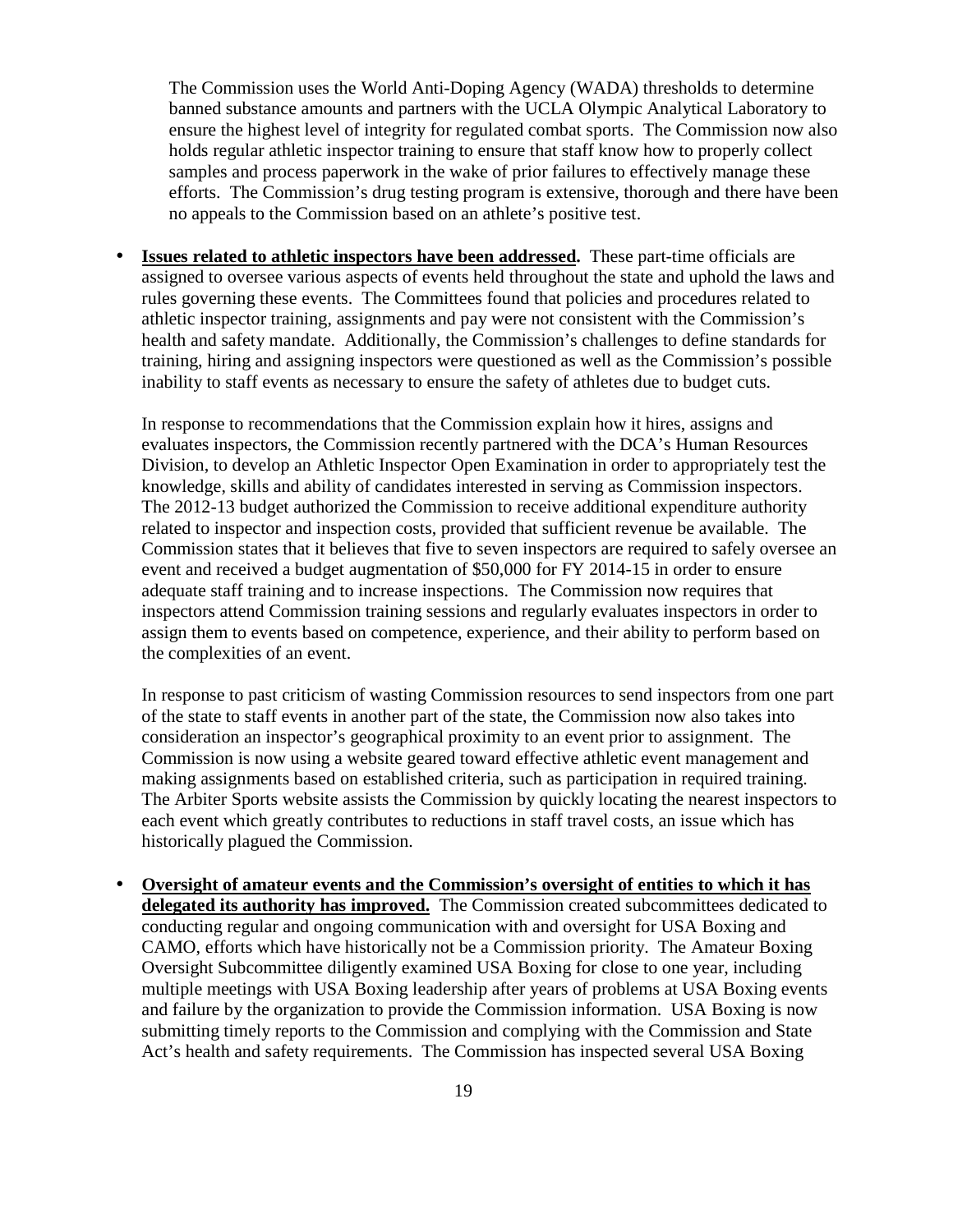The Commission uses the World Anti-Doping Agency (WADA) thresholds to determine banned substance amounts and partners with the UCLA Olympic Analytical Laboratory to ensure the highest level of integrity for regulated combat sports. The Commission now also holds regular athletic inspector training to ensure that staff know how to properly collect samples and process paperwork in the wake of prior failures to effectively manage these efforts. The Commission's drug testing program is extensive, thorough and there have been no appeals to the Commission based on an athlete's positive test.

- **Issues related to athletic inspectors have been addressed.** These part-time officials are assigned to oversee various aspects of events held throughout the state and uphold the laws and rules governing these events. The Committees found that policies and procedures related to athletic inspector training, assignments and pay were not consistent with the Commission's health and safety mandate. Additionally, the Commission's challenges to define standards for training, hiring and assigning inspectors were questioned as well as the Commission's possible inability to staff events as necessary to ensure the safety of athletes due to budget cuts.

  In response to recommendations that the Commission explain how it hires, assigns and evaluates inspectors, the Commission recently partnered with the DCA's Human Resources Division, to develop an Athletic Inspector Open Examination in order to appropriately test the knowledge, skills and ability of candidates interested in serving as Commission inspectors. The 2012-13 budget authorized the Commission to receive additional expenditure authority related to inspector and inspection costs, provided that sufficient revenue be available. The Commission states that it believes that five to seven inspectors are required to safely oversee an event and received a budget augmentation of $50,000 for FY 2014-15 in order to ensure adequate staff training and to increase inspections. The Commission now requires that inspectors attend Commission training sessions and regularly evaluates inspectors in order to assign them to events based on competence, experience, and their ability to perform based on the complexities of an event.

  In response to past criticism of wasting Commission resources to send inspectors from one part of the state to staff events in another part of the state, the Commission now also takes into consideration an inspector's geographical proximity to an event prior to assignment. The Commission is now using a website geared toward effective athletic event management and making assignments based on established criteria, such as participation in required training. The Arbiter Sports website assists the Commission by quickly locating the nearest inspectors to each event which greatly contributes to reductions in staff travel costs, an issue which has historically plagued the Commission.

- **Oversight of amateur events and the Commission's oversight of entities to which it has delegated its authority has improved.** The Commission created subcommittees dedicated to conducting regular and ongoing communication with and oversight for USA Boxing and CAMO, efforts which have historically not be a Commission priority. The Amateur Boxing Oversight Subcommittee diligently examined USA Boxing for close to one year, including multiple meetings with USA Boxing leadership after years of problems at USA Boxing events and failure by the organization to provide the Commission information. USA Boxing is now submitting timely reports to the Commission and complying with the Commission and State Act's health and safety requirements. The Commission has inspected several USA Boxing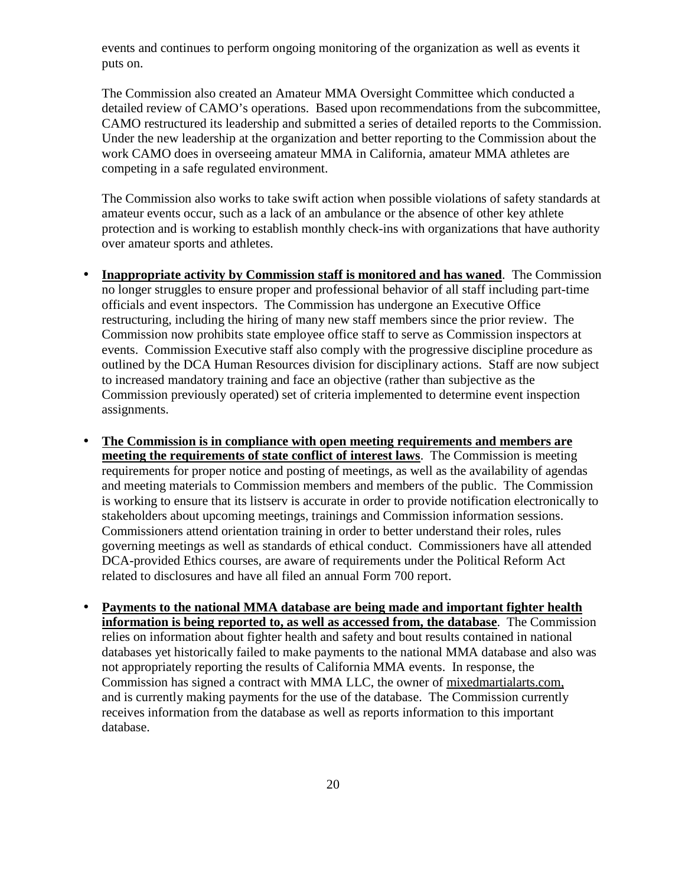events and continues to perform ongoing monitoring of the organization as well as events it puts on.

The Commission also created an Amateur MMA Oversight Committee which conducted a detailed review of CAMO's operations. Based upon recommendations from the subcommittee, CAMO restructured its leadership and submitted a series of detailed reports to the Commission. Under the new leadership at the organization and better reporting to the Commission about the work CAMO does in overseeing amateur MMA in California, amateur MMA athletes are competing in a safe regulated environment.

The Commission also works to take swift action when possible violations of safety standards at amateur events occur, such as a lack of an ambulance or the absence of other key athlete protection and is working to establish monthly check-ins with organizations that have authority over amateur sports and athletes.

- **Inappropriate activity by Commission staff is monitored and has waned**. The Commission no longer struggles to ensure proper and professional behavior of all staff including part-time officials and event inspectors. The Commission has undergone an Executive Office restructuring, including the hiring of many new staff members since the prior review. The Commission now prohibits state employee office staff to serve as Commission inspectors at events. Commission Executive staff also comply with the progressive discipline procedure as outlined by the DCA Human Resources division for disciplinary actions. Staff are now subject to increased mandatory training and face an objective (rather than subjective as the Commission previously operated) set of criteria implemented to determine event inspection assignments.

- **The Commission is in compliance with open meeting requirements and members are meeting the requirements of state conflict of interest laws**. The Commission is meeting requirements for proper notice and posting of meetings, as well as the availability of agendas and meeting materials to Commission members and members of the public. The Commission is working to ensure that its listserv is accurate in order to provide notification electronically to stakeholders about upcoming meetings, trainings and Commission information sessions. Commissioners attend orientation training in order to better understand their roles, rules governing meetings as well as standards of ethical conduct. Commissioners have all attended DCA-provided Ethics courses, are aware of requirements under the Political Reform Act related to disclosures and have all filed an annual Form 700 report.

- **Payments to the national MMA database are being made and important fighter health information is being reported to, as well as accessed from, the database**. The Commission relies on information about fighter health and safety and bout results contained in national databases yet historically failed to make payments to the national MMA database and also was not appropriately reporting the results of California MMA events. In response, the Commission has signed a contract with MMA LLC, the owner of mixedmartialarts.com, and is currently making payments for the use of the database. The Commission currently receives information from the database as well as reports information to this important database.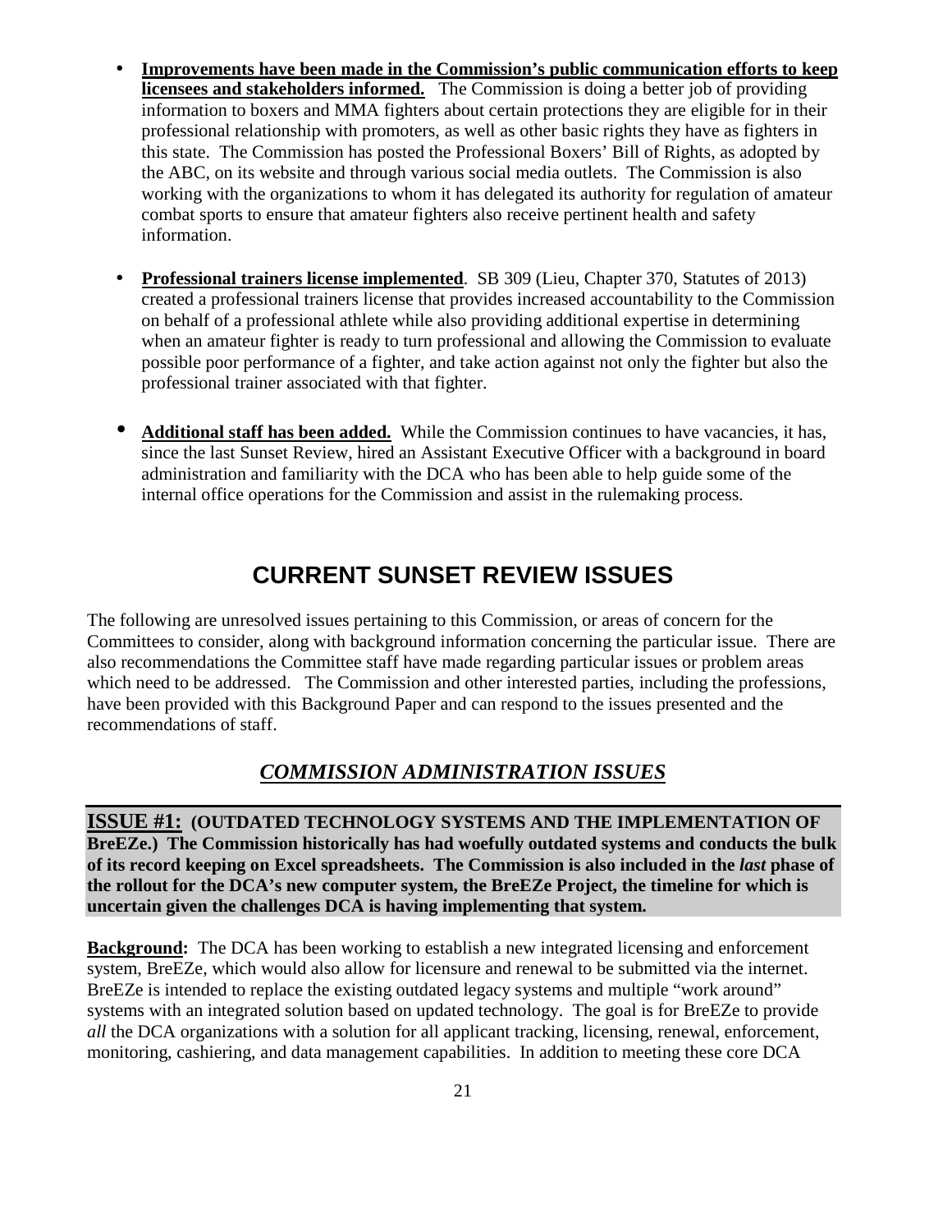- **Improvements have been made in the Commission's public communication efforts to keep licensees and stakeholders informed.** The Commission is doing a better job of providing information to boxers and MMA fighters about certain protections they are eligible for in their professional relationship with promoters, as well as other basic rights they have as fighters in this state. The Commission has posted the Professional Boxers' Bill of Rights, as adopted by the ABC, on its website and through various social media outlets. The Commission is also working with the organizations to whom it has delegated its authority for regulation of amateur combat sports to ensure that amateur fighters also receive pertinent health and safety information.

- **Professional trainers license implemented**. SB 309 (Lieu, Chapter 370, Statutes of 2013) created a professional trainers license that provides increased accountability to the Commission on behalf of a professional athlete while also providing additional expertise in determining when an amateur fighter is ready to turn professional and allowing the Commission to evaluate possible poor performance of a fighter, and take action against not only the fighter but also the professional trainer associated with that fighter.

- **Additional staff has been added.** While the Commission continues to have vacancies, it has, since the last Sunset Review, hired an Assistant Executive Officer with a background in board administration and familiarity with the DCA who has been able to help guide some of the internal office operations for the Commission and assist in the rulemaking process.

# CURRENT SUNSET REVIEW ISSUES

The following are unresolved issues pertaining to this Commission, or areas of concern for the Committees to consider, along with background information concerning the particular issue. There are also recommendations the Committee staff have made regarding particular issues or problem areas which need to be addressed. The Commission and other interested parties, including the professions, have been provided with this Background Paper and can respond to the issues presented and the recommendations of staff.

## *COMMISSION ADMINISTRATION ISSUES*

**ISSUE #1: (OUTDATED TECHNOLOGY SYSTEMS AND THE IMPLEMENTATION OF BreEZe.) The Commission historically has had woefully outdated systems and conducts the bulk of its record keeping on Excel spreadsheets. The Commission is also included in the *last* phase of the rollout for the DCA's new computer system, the BreEZe Project, the timeline for which is uncertain given the challenges DCA is having implementing that system.**

**Background:** The DCA has been working to establish a new integrated licensing and enforcement system, BreEZe, which would also allow for licensure and renewal to be submitted via the internet. BreEZe is intended to replace the existing outdated legacy systems and multiple "work around" systems with an integrated solution based on updated technology. The goal is for BreEZe to provide *all* the DCA organizations with a solution for all applicant tracking, licensing, renewal, enforcement, monitoring, cashiering, and data management capabilities. In addition to meeting these core DCA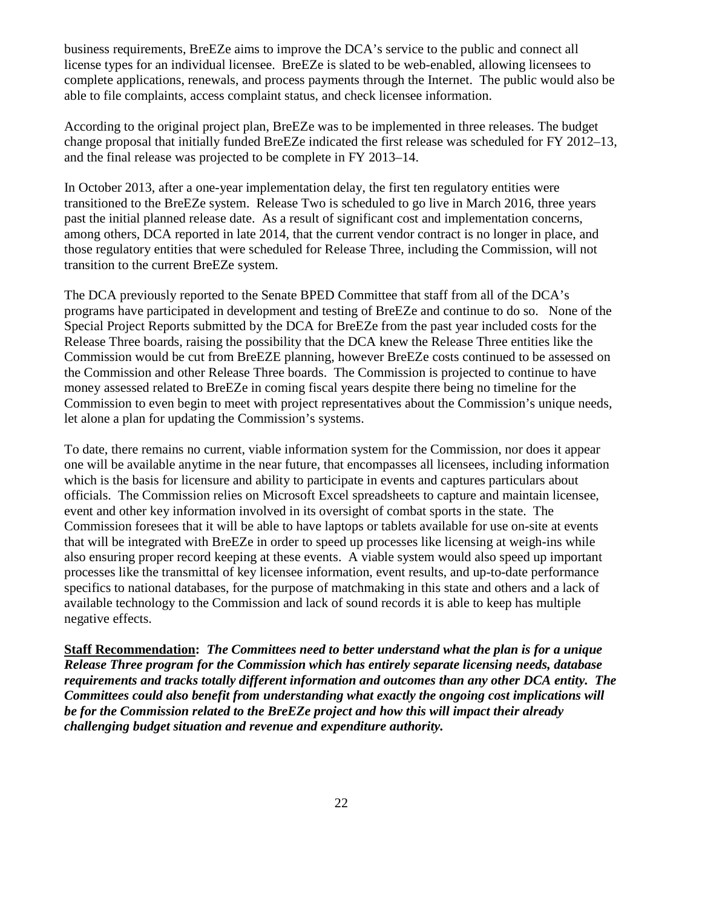business requirements, BreEZe aims to improve the DCA's service to the public and connect all license types for an individual licensee. BreEZe is slated to be web-enabled, allowing licensees to complete applications, renewals, and process payments through the Internet. The public would also be able to file complaints, access complaint status, and check licensee information.

According to the original project plan, BreEZe was to be implemented in three releases. The budget change proposal that initially funded BreEZe indicated the first release was scheduled for FY 2012–13, and the final release was projected to be complete in FY 2013–14.

In October 2013, after a one-year implementation delay, the first ten regulatory entities were transitioned to the BreEZe system. Release Two is scheduled to go live in March 2016, three years past the initial planned release date. As a result of significant cost and implementation concerns, among others, DCA reported in late 2014, that the current vendor contract is no longer in place, and those regulatory entities that were scheduled for Release Three, including the Commission, will not transition to the current BreEZe system.

The DCA previously reported to the Senate BPED Committee that staff from all of the DCA's programs have participated in development and testing of BreEZe and continue to do so. None of the Special Project Reports submitted by the DCA for BreEZe from the past year included costs for the Release Three boards, raising the possibility that the DCA knew the Release Three entities like the Commission would be cut from BreEZE planning, however BreEZe costs continued to be assessed on the Commission and other Release Three boards. The Commission is projected to continue to have money assessed related to BreEZe in coming fiscal years despite there being no timeline for the Commission to even begin to meet with project representatives about the Commission's unique needs, let alone a plan for updating the Commission's systems.

To date, there remains no current, viable information system for the Commission, nor does it appear one will be available anytime in the near future, that encompasses all licensees, including information which is the basis for licensure and ability to participate in events and captures particulars about officials. The Commission relies on Microsoft Excel spreadsheets to capture and maintain licensee, event and other key information involved in its oversight of combat sports in the state. The Commission foresees that it will be able to have laptops or tablets available for use on-site at events that will be integrated with BreEZe in order to speed up processes like licensing at weigh-ins while also ensuring proper record keeping at these events. A viable system would also speed up important processes like the transmittal of key licensee information, event results, and up-to-date performance specifics to national databases, for the purpose of matchmaking in this state and others and a lack of available technology to the Commission and lack of sound records it is able to keep has multiple negative effects.

**Staff Recommendation:** ***The Committees need to better understand what the plan is for a unique Release Three program for the Commission which has entirely separate licensing needs, database requirements and tracks totally different information and outcomes than any other DCA entity. The Committees could also benefit from understanding what exactly the ongoing cost implications will be for the Commission related to the BreEZe project and how this will impact their already challenging budget situation and revenue and expenditure authority.***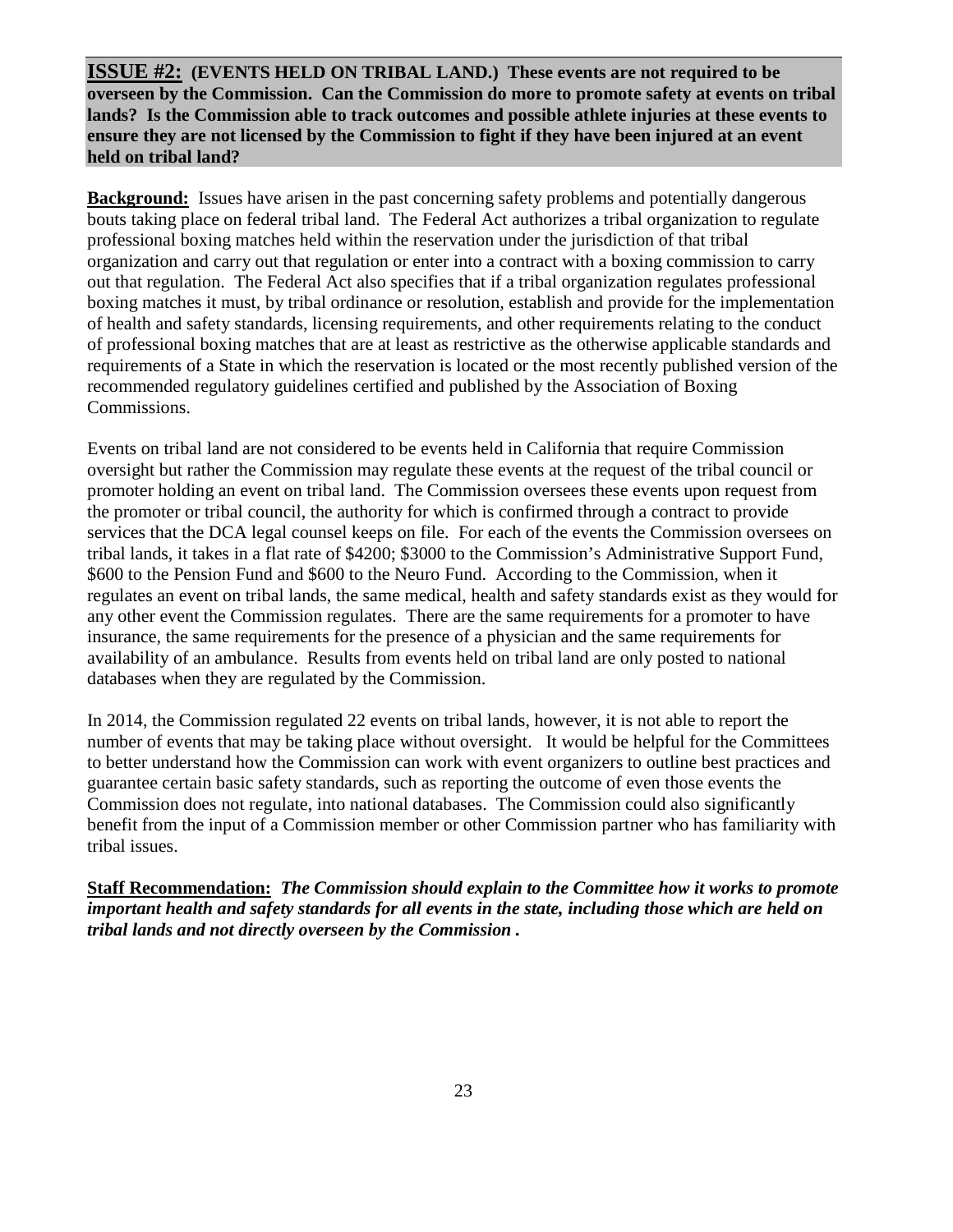**ISSUE #2: (EVENTS HELD ON TRIBAL LAND.) These events are not required to be overseen by the Commission. Can the Commission do more to promote safety at events on tribal lands? Is the Commission able to track outcomes and possible athlete injuries at these events to ensure they are not licensed by the Commission to fight if they have been injured at an event held on tribal land?**

**Background:** Issues have arisen in the past concerning safety problems and potentially dangerous bouts taking place on federal tribal land. The Federal Act authorizes a tribal organization to regulate professional boxing matches held within the reservation under the jurisdiction of that tribal organization and carry out that regulation or enter into a contract with a boxing commission to carry out that regulation. The Federal Act also specifies that if a tribal organization regulates professional boxing matches it must, by tribal ordinance or resolution, establish and provide for the implementation of health and safety standards, licensing requirements, and other requirements relating to the conduct of professional boxing matches that are at least as restrictive as the otherwise applicable standards and requirements of a State in which the reservation is located or the most recently published version of the recommended regulatory guidelines certified and published by the Association of Boxing Commissions.

Events on tribal land are not considered to be events held in California that require Commission oversight but rather the Commission may regulate these events at the request of the tribal council or promoter holding an event on tribal land. The Commission oversees these events upon request from the promoter or tribal council, the authority for which is confirmed through a contract to provide services that the DCA legal counsel keeps on file. For each of the events the Commission oversees on tribal lands, it takes in a flat rate of $4200; $3000 to the Commission's Administrative Support Fund, $600 to the Pension Fund and $600 to the Neuro Fund. According to the Commission, when it regulates an event on tribal lands, the same medical, health and safety standards exist as they would for any other event the Commission regulates. There are the same requirements for a promoter to have insurance, the same requirements for the presence of a physician and the same requirements for availability of an ambulance. Results from events held on tribal land are only posted to national databases when they are regulated by the Commission.

In 2014, the Commission regulated 22 events on tribal lands, however, it is not able to report the number of events that may be taking place without oversight. It would be helpful for the Committees to better understand how the Commission can work with event organizers to outline best practices and guarantee certain basic safety standards, such as reporting the outcome of even those events the Commission does not regulate, into national databases. The Commission could also significantly benefit from the input of a Commission member or other Commission partner who has familiarity with tribal issues.

**Staff Recommendation:** ***The Commission should explain to the Committee how it works to promote important health and safety standards for all events in the state, including those which are held on tribal lands and not directly overseen by the Commission .***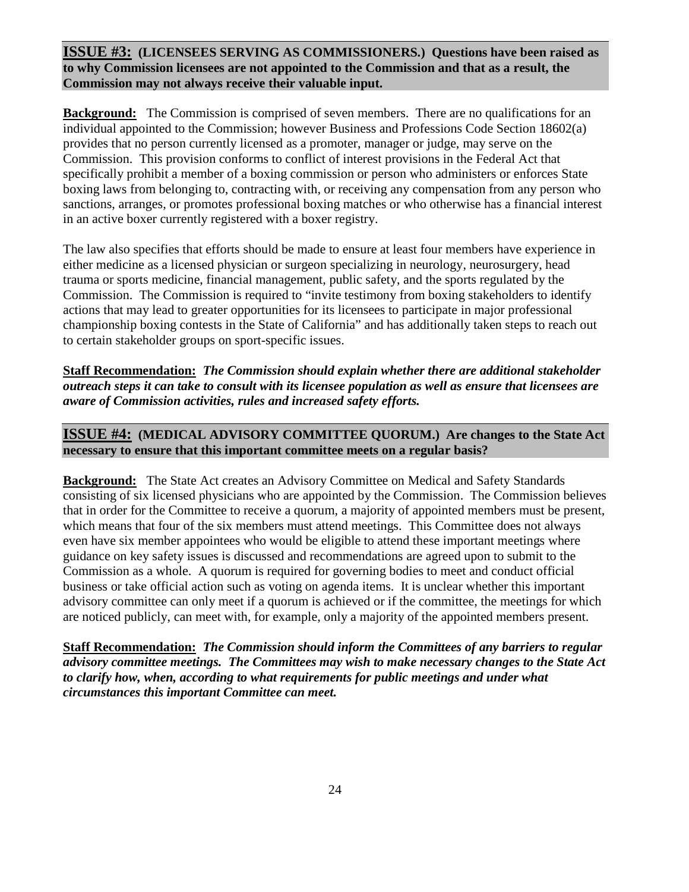## **ISSUE #3: (LICENSEES SERVING AS COMMISSIONERS.) Questions have been raised as to why Commission licensees are not appointed to the Commission and that as a result, the Commission may not always receive their valuable input.**

**Background:** The Commission is comprised of seven members. There are no qualifications for an individual appointed to the Commission; however Business and Professions Code Section 18602(a) provides that no person currently licensed as a promoter, manager or judge, may serve on the Commission. This provision conforms to conflict of interest provisions in the Federal Act that specifically prohibit a member of a boxing commission or person who administers or enforces State boxing laws from belonging to, contracting with, or receiving any compensation from any person who sanctions, arranges, or promotes professional boxing matches or who otherwise has a financial interest in an active boxer currently registered with a boxer registry.

The law also specifies that efforts should be made to ensure at least four members have experience in either medicine as a licensed physician or surgeon specializing in neurology, neurosurgery, head trauma or sports medicine, financial management, public safety, and the sports regulated by the Commission. The Commission is required to "invite testimony from boxing stakeholders to identify actions that may lead to greater opportunities for its licensees to participate in major professional championship boxing contests in the State of California" and has additionally taken steps to reach out to certain stakeholder groups on sport-specific issues.

**Staff Recommendation:** ***The Commission should explain whether there are additional stakeholder outreach steps it can take to consult with its licensee population as well as ensure that licensees are aware of Commission activities, rules and increased safety efforts.***

## **ISSUE #4: (MEDICAL ADVISORY COMMITTEE QUORUM.) Are changes to the State Act necessary to ensure that this important committee meets on a regular basis?**

**Background:** The State Act creates an Advisory Committee on Medical and Safety Standards consisting of six licensed physicians who are appointed by the Commission. The Commission believes that in order for the Committee to receive a quorum, a majority of appointed members must be present, which means that four of the six members must attend meetings. This Committee does not always even have six member appointees who would be eligible to attend these important meetings where guidance on key safety issues is discussed and recommendations are agreed upon to submit to the Commission as a whole. A quorum is required for governing bodies to meet and conduct official business or take official action such as voting on agenda items. It is unclear whether this important advisory committee can only meet if a quorum is achieved or if the committee, the meetings for which are noticed publicly, can meet with, for example, only a majority of the appointed members present.

**Staff Recommendation:** ***The Commission should inform the Committees of any barriers to regular advisory committee meetings. The Committees may wish to make necessary changes to the State Act to clarify how, when, according to what requirements for public meetings and under what circumstances this important Committee can meet.***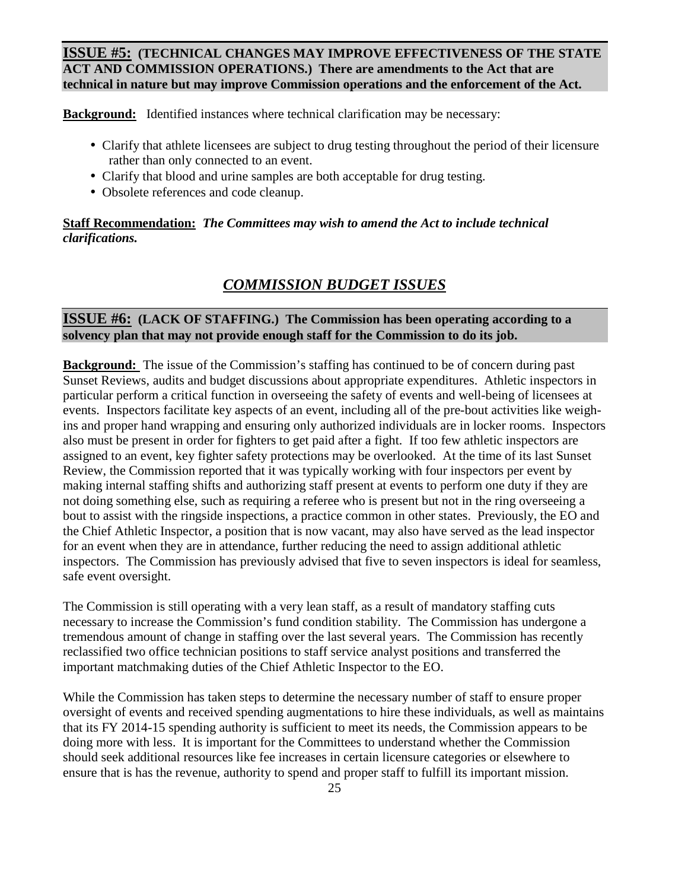**ISSUE #5: (TECHNICAL CHANGES MAY IMPROVE EFFECTIVENESS OF THE STATE ACT AND COMMISSION OPERATIONS.) There are amendments to the Act that are technical in nature but may improve Commission operations and the enforcement of the Act.**

**Background:** Identified instances where technical clarification may be necessary:

- Clarify that athlete licensees are subject to drug testing throughout the period of their licensure rather than only connected to an event.
- Clarify that blood and urine samples are both acceptable for drug testing.
- Obsolete references and code cleanup.

**Staff Recommendation:** ***The Committees may wish to amend the Act to include technical clarifications.***

## *COMMISSION BUDGET ISSUES*

**ISSUE #6: (LACK OF STAFFING.) The Commission has been operating according to a solvency plan that may not provide enough staff for the Commission to do its job.**

**Background:** The issue of the Commission's staffing has continued to be of concern during past Sunset Reviews, audits and budget discussions about appropriate expenditures. Athletic inspectors in particular perform a critical function in overseeing the safety of events and well-being of licensees at events. Inspectors facilitate key aspects of an event, including all of the pre-bout activities like weigh-ins and proper hand wrapping and ensuring only authorized individuals are in locker rooms. Inspectors also must be present in order for fighters to get paid after a fight. If too few athletic inspectors are assigned to an event, key fighter safety protections may be overlooked. At the time of its last Sunset Review, the Commission reported that it was typically working with four inspectors per event by making internal staffing shifts and authorizing staff present at events to perform one duty if they are not doing something else, such as requiring a referee who is present but not in the ring overseeing a bout to assist with the ringside inspections, a practice common in other states. Previously, the EO and the Chief Athletic Inspector, a position that is now vacant, may also have served as the lead inspector for an event when they are in attendance, further reducing the need to assign additional athletic inspectors. The Commission has previously advised that five to seven inspectors is ideal for seamless, safe event oversight.

The Commission is still operating with a very lean staff, as a result of mandatory staffing cuts necessary to increase the Commission's fund condition stability. The Commission has undergone a tremendous amount of change in staffing over the last several years. The Commission has recently reclassified two office technician positions to staff service analyst positions and transferred the important matchmaking duties of the Chief Athletic Inspector to the EO.

While the Commission has taken steps to determine the necessary number of staff to ensure proper oversight of events and received spending augmentations to hire these individuals, as well as maintains that its FY 2014-15 spending authority is sufficient to meet its needs, the Commission appears to be doing more with less. It is important for the Committees to understand whether the Commission should seek additional resources like fee increases in certain licensure categories or elsewhere to ensure that is has the revenue, authority to spend and proper staff to fulfill its important mission.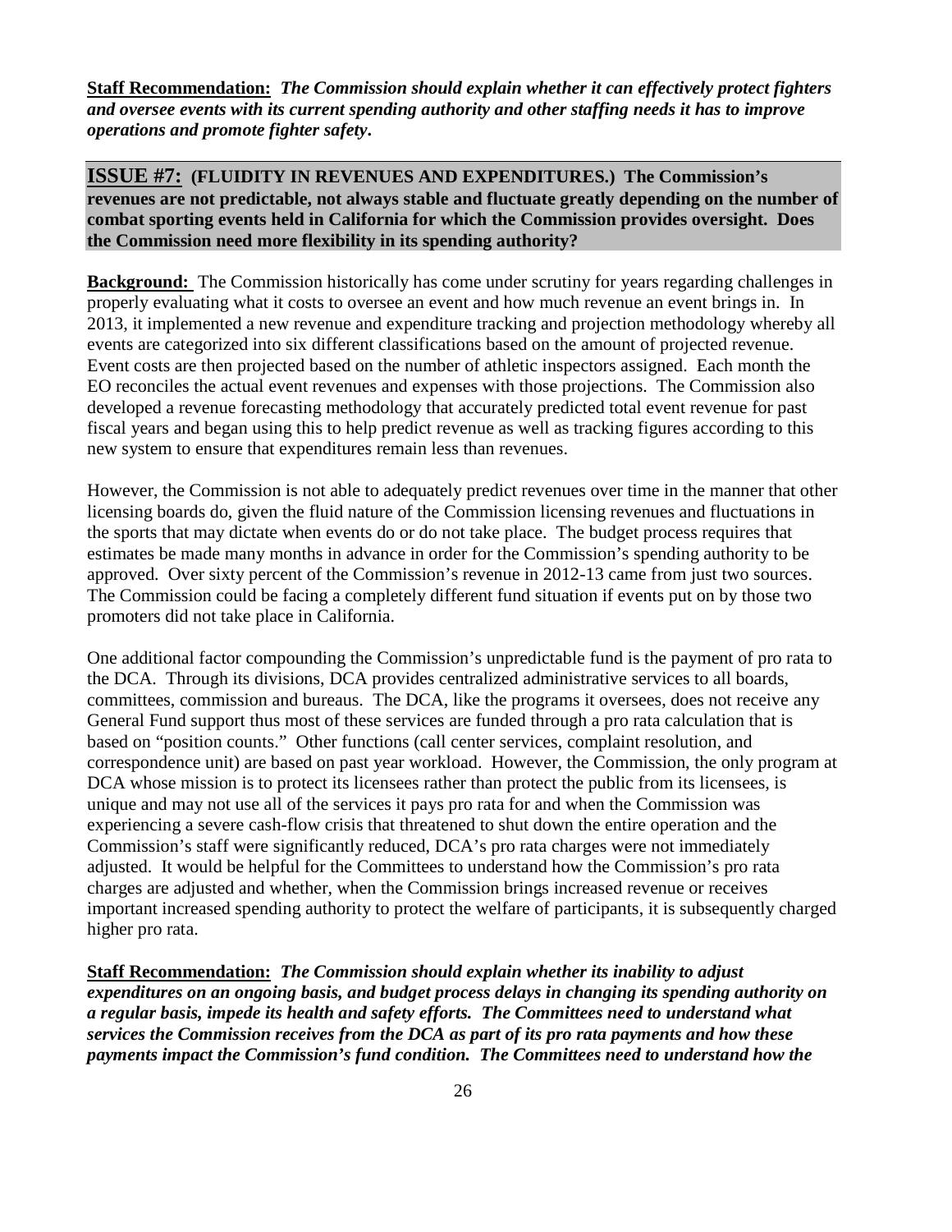**Staff Recommendation:** ***The Commission should explain whether it can effectively protect fighters and oversee events with its current spending authority and other staffing needs it has to improve operations and promote fighter safety.***

## ISSUE #7: (FLUIDITY IN REVENUES AND EXPENDITURES.) The Commission's revenues are not predictable, not always stable and fluctuate greatly depending on the number of combat sporting events held in California for which the Commission provides oversight. Does the Commission need more flexibility in its spending authority?

**Background:** The Commission historically has come under scrutiny for years regarding challenges in properly evaluating what it costs to oversee an event and how much revenue an event brings in. In 2013, it implemented a new revenue and expenditure tracking and projection methodology whereby all events are categorized into six different classifications based on the amount of projected revenue. Event costs are then projected based on the number of athletic inspectors assigned. Each month the EO reconciles the actual event revenues and expenses with those projections. The Commission also developed a revenue forecasting methodology that accurately predicted total event revenue for past fiscal years and began using this to help predict revenue as well as tracking figures according to this new system to ensure that expenditures remain less than revenues.

However, the Commission is not able to adequately predict revenues over time in the manner that other licensing boards do, given the fluid nature of the Commission licensing revenues and fluctuations in the sports that may dictate when events do or do not take place. The budget process requires that estimates be made many months in advance in order for the Commission's spending authority to be approved. Over sixty percent of the Commission's revenue in 2012-13 came from just two sources. The Commission could be facing a completely different fund situation if events put on by those two promoters did not take place in California.

One additional factor compounding the Commission's unpredictable fund is the payment of pro rata to the DCA. Through its divisions, DCA provides centralized administrative services to all boards, committees, commission and bureaus. The DCA, like the programs it oversees, does not receive any General Fund support thus most of these services are funded through a pro rata calculation that is based on "position counts." Other functions (call center services, complaint resolution, and correspondence unit) are based on past year workload. However, the Commission, the only program at DCA whose mission is to protect its licensees rather than protect the public from its licensees, is unique and may not use all of the services it pays pro rata for and when the Commission was experiencing a severe cash-flow crisis that threatened to shut down the entire operation and the Commission's staff were significantly reduced, DCA's pro rata charges were not immediately adjusted. It would be helpful for the Committees to understand how the Commission's pro rata charges are adjusted and whether, when the Commission brings increased revenue or receives important increased spending authority to protect the welfare of participants, it is subsequently charged higher pro rata.

**Staff Recommendation:** ***The Commission should explain whether its inability to adjust expenditures on an ongoing basis, and budget process delays in changing its spending authority on a regular basis, impede its health and safety efforts. The Committees need to understand what services the Commission receives from the DCA as part of its pro rata payments and how these payments impact the Commission's fund condition. The Committees need to understand how the***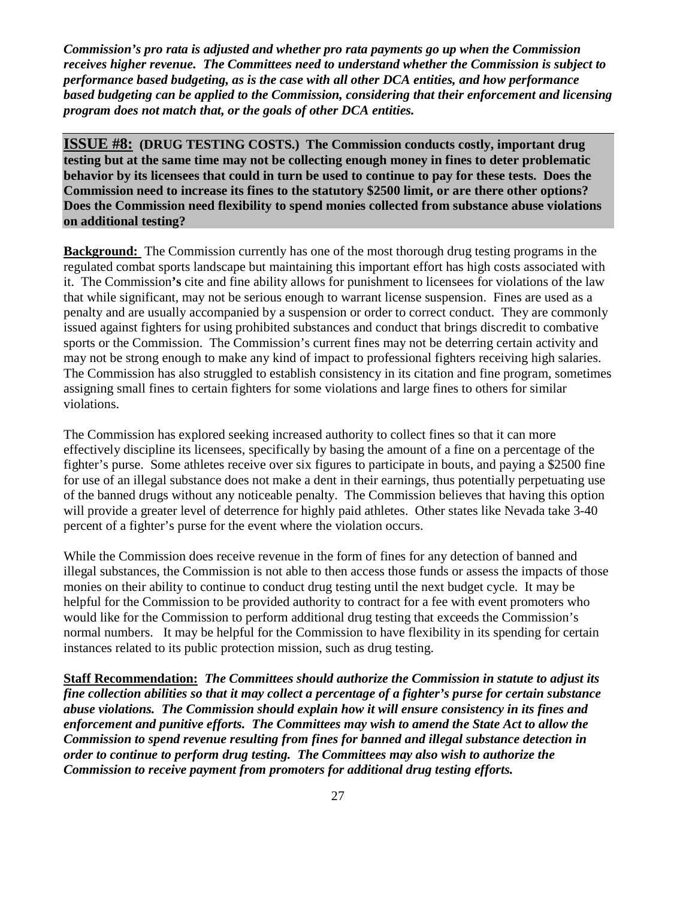***Commission's pro rata is adjusted and whether pro rata payments go up when the Commission receives higher revenue. The Committees need to understand whether the Commission is subject to performance based budgeting, as is the case with all other DCA entities, and how performance based budgeting can be applied to the Commission, considering that their enforcement and licensing program does not match that, or the goals of other DCA entities.***

**ISSUE #8: (DRUG TESTING COSTS.) The Commission conducts costly, important drug testing but at the same time may not be collecting enough money in fines to deter problematic behavior by its licensees that could in turn be used to continue to pay for these tests. Does the Commission need to increase its fines to the statutory $2500 limit, or are there other options? Does the Commission need flexibility to spend monies collected from substance abuse violations on additional testing?**

**Background:** The Commission currently has one of the most thorough drug testing programs in the regulated combat sports landscape but maintaining this important effort has high costs associated with it. The Commission**'s** cite and fine ability allows for punishment to licensees for violations of the law that while significant, may not be serious enough to warrant license suspension. Fines are used as a penalty and are usually accompanied by a suspension or order to correct conduct. They are commonly issued against fighters for using prohibited substances and conduct that brings discredit to combative sports or the Commission. The Commission's current fines may not be deterring certain activity and may not be strong enough to make any kind of impact to professional fighters receiving high salaries. The Commission has also struggled to establish consistency in its citation and fine program, sometimes assigning small fines to certain fighters for some violations and large fines to others for similar violations.

The Commission has explored seeking increased authority to collect fines so that it can more effectively discipline its licensees, specifically by basing the amount of a fine on a percentage of the fighter's purse. Some athletes receive over six figures to participate in bouts, and paying a $2500 fine for use of an illegal substance does not make a dent in their earnings, thus potentially perpetuating use of the banned drugs without any noticeable penalty. The Commission believes that having this option will provide a greater level of deterrence for highly paid athletes. Other states like Nevada take 3-40 percent of a fighter's purse for the event where the violation occurs.

While the Commission does receive revenue in the form of fines for any detection of banned and illegal substances, the Commission is not able to then access those funds or assess the impacts of those monies on their ability to continue to conduct drug testing until the next budget cycle. It may be helpful for the Commission to be provided authority to contract for a fee with event promoters who would like for the Commission to perform additional drug testing that exceeds the Commission's normal numbers. It may be helpful for the Commission to have flexibility in its spending for certain instances related to its public protection mission, such as drug testing.

**Staff Recommendation:** ***The Committees should authorize the Commission in statute to adjust its fine collection abilities so that it may collect a percentage of a fighter's purse for certain substance abuse violations. The Commission should explain how it will ensure consistency in its fines and enforcement and punitive efforts. The Committees may wish to amend the State Act to allow the Commission to spend revenue resulting from fines for banned and illegal substance detection in order to continue to perform drug testing. The Committees may also wish to authorize the Commission to receive payment from promoters for additional drug testing efforts.***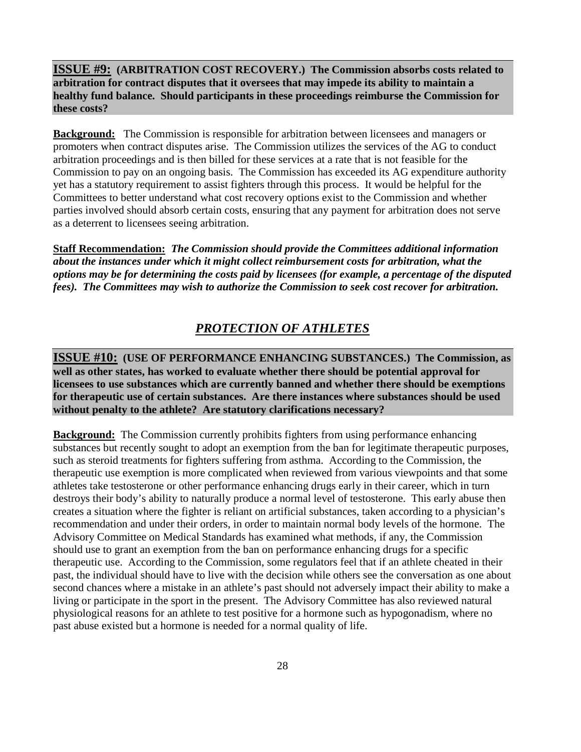**ISSUE #9: (ARBITRATION COST RECOVERY.) The Commission absorbs costs related to arbitration for contract disputes that it oversees that may impede its ability to maintain a healthy fund balance. Should participants in these proceedings reimburse the Commission for these costs?**

**Background:** The Commission is responsible for arbitration between licensees and managers or promoters when contract disputes arise. The Commission utilizes the services of the AG to conduct arbitration proceedings and is then billed for these services at a rate that is not feasible for the Commission to pay on an ongoing basis. The Commission has exceeded its AG expenditure authority yet has a statutory requirement to assist fighters through this process. It would be helpful for the Committees to better understand what cost recovery options exist to the Commission and whether parties involved should absorb certain costs, ensuring that any payment for arbitration does not serve as a deterrent to licensees seeing arbitration.

**Staff Recommendation:** ***The Commission should provide the Committees additional information about the instances under which it might collect reimbursement costs for arbitration, what the options may be for determining the costs paid by licensees (for example, a percentage of the disputed fees). The Committees may wish to authorize the Commission to seek cost recover for arbitration.***

## *PROTECTION OF ATHLETES*

**ISSUE #10: (USE OF PERFORMANCE ENHANCING SUBSTANCES.) The Commission, as well as other states, has worked to evaluate whether there should be potential approval for licensees to use substances which are currently banned and whether there should be exemptions for therapeutic use of certain substances. Are there instances where substances should be used without penalty to the athlete? Are statutory clarifications necessary?**

**Background:** The Commission currently prohibits fighters from using performance enhancing substances but recently sought to adopt an exemption from the ban for legitimate therapeutic purposes, such as steroid treatments for fighters suffering from asthma. According to the Commission, the therapeutic use exemption is more complicated when reviewed from various viewpoints and that some athletes take testosterone or other performance enhancing drugs early in their career, which in turn destroys their body's ability to naturally produce a normal level of testosterone. This early abuse then creates a situation where the fighter is reliant on artificial substances, taken according to a physician's recommendation and under their orders, in order to maintain normal body levels of the hormone. The Advisory Committee on Medical Standards has examined what methods, if any, the Commission should use to grant an exemption from the ban on performance enhancing drugs for a specific therapeutic use. According to the Commission, some regulators feel that if an athlete cheated in their past, the individual should have to live with the decision while others see the conversation as one about second chances where a mistake in an athlete's past should not adversely impact their ability to make a living or participate in the sport in the present. The Advisory Committee has also reviewed natural physiological reasons for an athlete to test positive for a hormone such as hypogonadism, where no past abuse existed but a hormone is needed for a normal quality of life.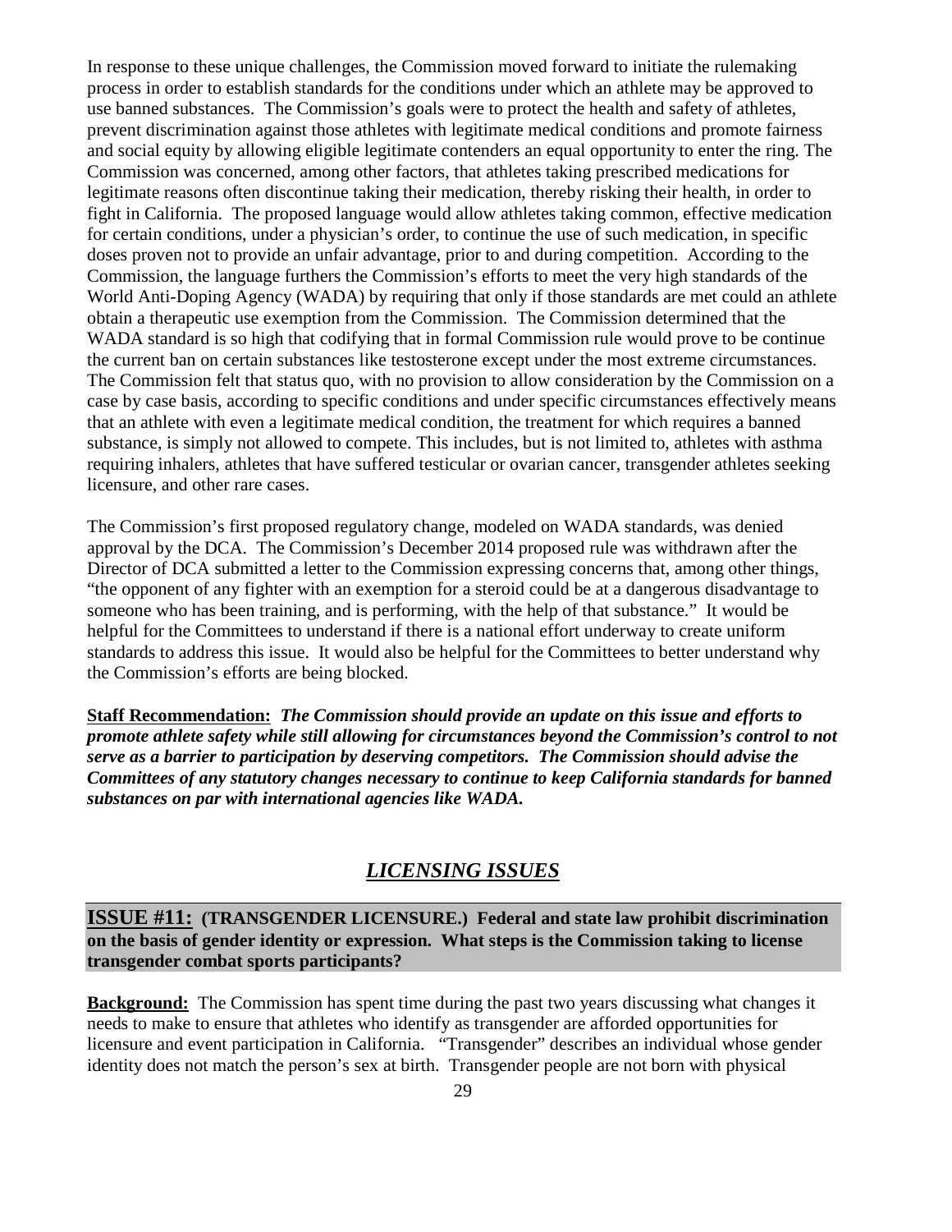In response to these unique challenges, the Commission moved forward to initiate the rulemaking process in order to establish standards for the conditions under which an athlete may be approved to use banned substances. The Commission's goals were to protect the health and safety of athletes, prevent discrimination against those athletes with legitimate medical conditions and promote fairness and social equity by allowing eligible legitimate contenders an equal opportunity to enter the ring. The Commission was concerned, among other factors, that athletes taking prescribed medications for legitimate reasons often discontinue taking their medication, thereby risking their health, in order to fight in California. The proposed language would allow athletes taking common, effective medication for certain conditions, under a physician's order, to continue the use of such medication, in specific doses proven not to provide an unfair advantage, prior to and during competition. According to the Commission, the language furthers the Commission's efforts to meet the very high standards of the World Anti-Doping Agency (WADA) by requiring that only if those standards are met could an athlete obtain a therapeutic use exemption from the Commission. The Commission determined that the WADA standard is so high that codifying that in formal Commission rule would prove to be continue the current ban on certain substances like testosterone except under the most extreme circumstances. The Commission felt that status quo, with no provision to allow consideration by the Commission on a case by case basis, according to specific conditions and under specific circumstances effectively means that an athlete with even a legitimate medical condition, the treatment for which requires a banned substance, is simply not allowed to compete. This includes, but is not limited to, athletes with asthma requiring inhalers, athletes that have suffered testicular or ovarian cancer, transgender athletes seeking licensure, and other rare cases.

The Commission's first proposed regulatory change, modeled on WADA standards, was denied approval by the DCA. The Commission's December 2014 proposed rule was withdrawn after the Director of DCA submitted a letter to the Commission expressing concerns that, among other things, "the opponent of any fighter with an exemption for a steroid could be at a dangerous disadvantage to someone who has been training, and is performing, with the help of that substance." It would be helpful for the Committees to understand if there is a national effort underway to create uniform standards to address this issue. It would also be helpful for the Committees to better understand why the Commission's efforts are being blocked.

**Staff Recommendation:** ***The Commission should provide an update on this issue and efforts to promote athlete safety while still allowing for circumstances beyond the Commission's control to not serve as a barrier to participation by deserving competitors. The Commission should advise the Committees of any statutory changes necessary to continue to keep California standards for banned substances on par with international agencies like WADA.***

## *LICENSING ISSUES*

### ISSUE #11: (TRANSGENDER LICENSURE.) Federal and state law prohibit discrimination on the basis of gender identity or expression. What steps is the Commission taking to license transgender combat sports participants?

**Background:** The Commission has spent time during the past two years discussing what changes it needs to make to ensure that athletes who identify as transgender are afforded opportunities for licensure and event participation in California. "Transgender" describes an individual whose gender identity does not match the person's sex at birth. Transgender people are not born with physical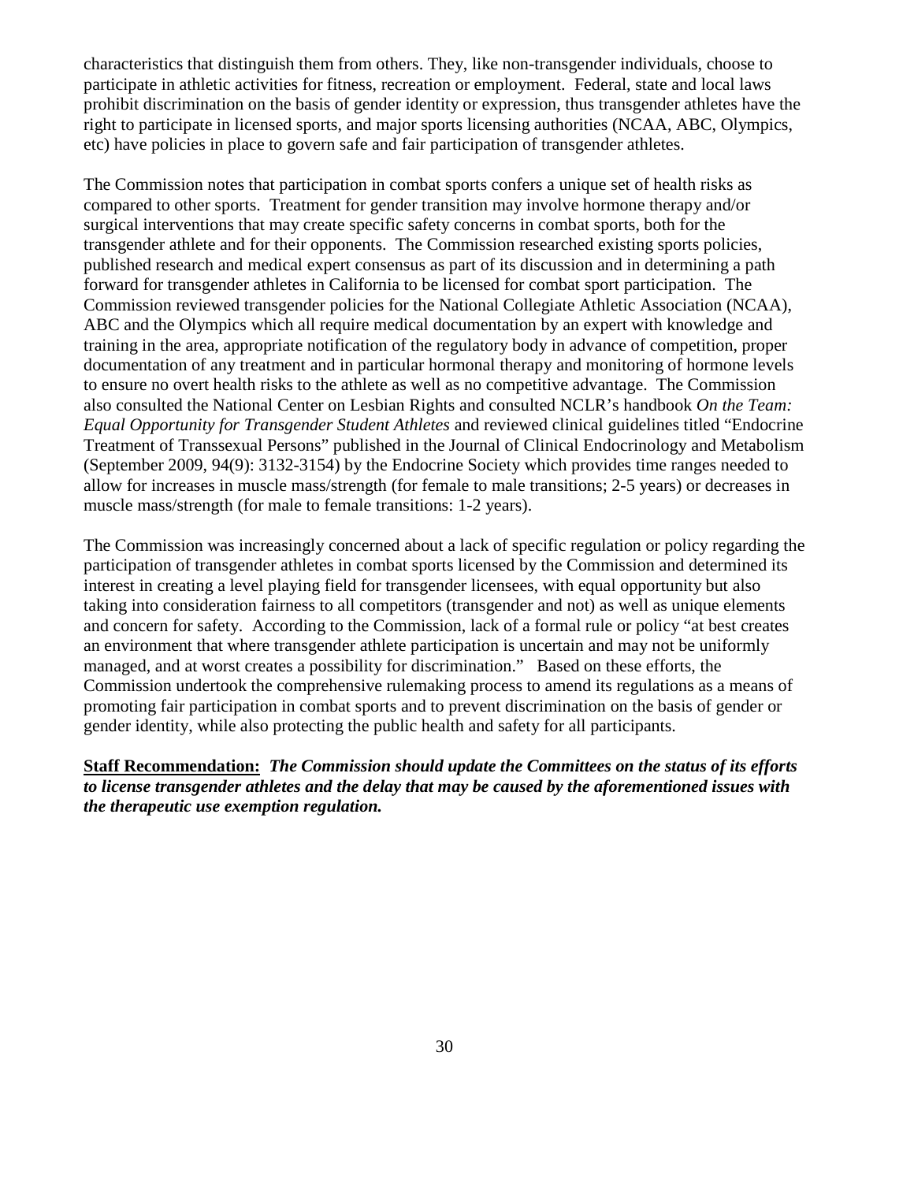characteristics that distinguish them from others. They, like non-transgender individuals, choose to participate in athletic activities for fitness, recreation or employment. Federal, state and local laws prohibit discrimination on the basis of gender identity or expression, thus transgender athletes have the right to participate in licensed sports, and major sports licensing authorities (NCAA, ABC, Olympics, etc) have policies in place to govern safe and fair participation of transgender athletes.

The Commission notes that participation in combat sports confers a unique set of health risks as compared to other sports. Treatment for gender transition may involve hormone therapy and/or surgical interventions that may create specific safety concerns in combat sports, both for the transgender athlete and for their opponents. The Commission researched existing sports policies, published research and medical expert consensus as part of its discussion and in determining a path forward for transgender athletes in California to be licensed for combat sport participation. The Commission reviewed transgender policies for the National Collegiate Athletic Association (NCAA), ABC and the Olympics which all require medical documentation by an expert with knowledge and training in the area, appropriate notification of the regulatory body in advance of competition, proper documentation of any treatment and in particular hormonal therapy and monitoring of hormone levels to ensure no overt health risks to the athlete as well as no competitive advantage. The Commission also consulted the National Center on Lesbian Rights and consulted NCLR's handbook *On the Team: Equal Opportunity for Transgender Student Athletes* and reviewed clinical guidelines titled "Endocrine Treatment of Transsexual Persons" published in the Journal of Clinical Endocrinology and Metabolism (September 2009, 94(9): 3132-3154) by the Endocrine Society which provides time ranges needed to allow for increases in muscle mass/strength (for female to male transitions; 2-5 years) or decreases in muscle mass/strength (for male to female transitions: 1-2 years).

The Commission was increasingly concerned about a lack of specific regulation or policy regarding the participation of transgender athletes in combat sports licensed by the Commission and determined its interest in creating a level playing field for transgender licensees, with equal opportunity but also taking into consideration fairness to all competitors (transgender and not) as well as unique elements and concern for safety. According to the Commission, lack of a formal rule or policy "at best creates an environment that where transgender athlete participation is uncertain and may not be uniformly managed, and at worst creates a possibility for discrimination." Based on these efforts, the Commission undertook the comprehensive rulemaking process to amend its regulations as a means of promoting fair participation in combat sports and to prevent discrimination on the basis of gender or gender identity, while also protecting the public health and safety for all participants.

**Staff Recommendation:** ***The Commission should update the Committees on the status of its efforts to license transgender athletes and the delay that may be caused by the aforementioned issues with the therapeutic use exemption regulation.***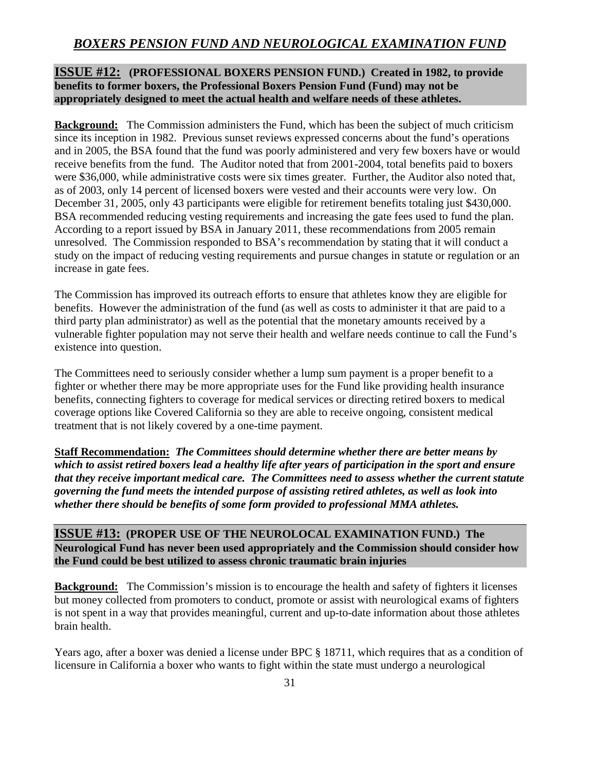## *BOXERS PENSION FUND AND NEUROLOGICAL EXAMINATION FUND*

**ISSUE #12: (PROFESSIONAL BOXERS PENSION FUND.) Created in 1982, to provide benefits to former boxers, the Professional Boxers Pension Fund (Fund) may not be appropriately designed to meet the actual health and welfare needs of these athletes.**

**Background:** The Commission administers the Fund, which has been the subject of much criticism since its inception in 1982. Previous sunset reviews expressed concerns about the fund's operations and in 2005, the BSA found that the fund was poorly administered and very few boxers have or would receive benefits from the fund. The Auditor noted that from 2001-2004, total benefits paid to boxers were $36,000, while administrative costs were six times greater. Further, the Auditor also noted that, as of 2003, only 14 percent of licensed boxers were vested and their accounts were very low. On December 31, 2005, only 43 participants were eligible for retirement benefits totaling just $430,000. BSA recommended reducing vesting requirements and increasing the gate fees used to fund the plan. According to a report issued by BSA in January 2011, these recommendations from 2005 remain unresolved. The Commission responded to BSA's recommendation by stating that it will conduct a study on the impact of reducing vesting requirements and pursue changes in statute or regulation or an increase in gate fees.

The Commission has improved its outreach efforts to ensure that athletes know they are eligible for benefits. However the administration of the fund (as well as costs to administer it that are paid to a third party plan administrator) as well as the potential that the monetary amounts received by a vulnerable fighter population may not serve their health and welfare needs continue to call the Fund's existence into question.

The Committees need to seriously consider whether a lump sum payment is a proper benefit to a fighter or whether there may be more appropriate uses for the Fund like providing health insurance benefits, connecting fighters to coverage for medical services or directing retired boxers to medical coverage options like Covered California so they are able to receive ongoing, consistent medical treatment that is not likely covered by a one-time payment.

**Staff Recommendation:** ***The Committees should determine whether there are better means by which to assist retired boxers lead a healthy life after years of participation in the sport and ensure that they receive important medical care. The Committees need to assess whether the current statute governing the fund meets the intended purpose of assisting retired athletes, as well as look into whether there should be benefits of some form provided to professional MMA athletes.***

**ISSUE #13: (PROPER USE OF THE NEUROLOCAL EXAMINATION FUND.) The Neurological Fund has never been used appropriately and the Commission should consider how the Fund could be best utilized to assess chronic traumatic brain injuries**

**Background:** The Commission's mission is to encourage the health and safety of fighters it licenses but money collected from promoters to conduct, promote or assist with neurological exams of fighters is not spent in a way that provides meaningful, current and up-to-date information about those athletes brain health.

Years ago, after a boxer was denied a license under BPC § 18711, which requires that as a condition of licensure in California a boxer who wants to fight within the state must undergo a neurological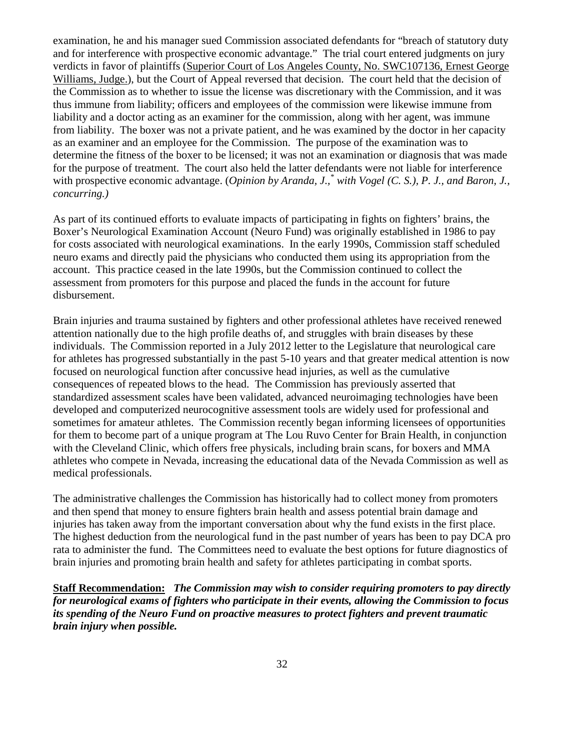examination, he and his manager sued Commission associated defendants for "breach of statutory duty and for interference with prospective economic advantage." The trial court entered judgments on jury verdicts in favor of plaintiffs (Superior Court of Los Angeles County, No. SWC107136, Ernest George Williams, Judge.), but the Court of Appeal reversed that decision. The court held that the decision of the Commission as to whether to issue the license was discretionary with the Commission, and it was thus immune from liability; officers and employees of the commission were likewise immune from liability and a doctor acting as an examiner for the commission, along with her agent, was immune from liability. The boxer was not a private patient, and he was examined by the doctor in her capacity as an examiner and an employee for the Commission. The purpose of the examination was to determine the fitness of the boxer to be licensed; it was not an examination or diagnosis that was made for the purpose of treatment. The court also held the latter defendants were not liable for interference with prospective economic advantage. (*Opinion by Aranda, J.,*[*] *with Vogel (C. S.), P. J., and Baron, J., concurring.)*

As part of its continued efforts to evaluate impacts of participating in fights on fighters' brains, the Boxer's Neurological Examination Account (Neuro Fund) was originally established in 1986 to pay for costs associated with neurological examinations. In the early 1990s, Commission staff scheduled neuro exams and directly paid the physicians who conducted them using its appropriation from the account. This practice ceased in the late 1990s, but the Commission continued to collect the assessment from promoters for this purpose and placed the funds in the account for future disbursement.

Brain injuries and trauma sustained by fighters and other professional athletes have received renewed attention nationally due to the high profile deaths of, and struggles with brain diseases by these individuals. The Commission reported in a July 2012 letter to the Legislature that neurological care for athletes has progressed substantially in the past 5-10 years and that greater medical attention is now focused on neurological function after concussive head injuries, as well as the cumulative consequences of repeated blows to the head. The Commission has previously asserted that standardized assessment scales have been validated, advanced neuroimaging technologies have been developed and computerized neurocognitive assessment tools are widely used for professional and sometimes for amateur athletes. The Commission recently began informing licensees of opportunities for them to become part of a unique program at The Lou Ruvo Center for Brain Health, in conjunction with the Cleveland Clinic, which offers free physicals, including brain scans, for boxers and MMA athletes who compete in Nevada, increasing the educational data of the Nevada Commission as well as medical professionals.

The administrative challenges the Commission has historically had to collect money from promoters and then spend that money to ensure fighters brain health and assess potential brain damage and injuries has taken away from the important conversation about why the fund exists in the first place. The highest deduction from the neurological fund in the past number of years has been to pay DCA pro rata to administer the fund. The Committees need to evaluate the best options for future diagnostics of brain injuries and promoting brain health and safety for athletes participating in combat sports.

**Staff Recommendation:** ***The Commission may wish to consider requiring promoters to pay directly for neurological exams of fighters who participate in their events, allowing the Commission to focus its spending of the Neuro Fund on proactive measures to protect fighters and prevent traumatic brain injury when possible.***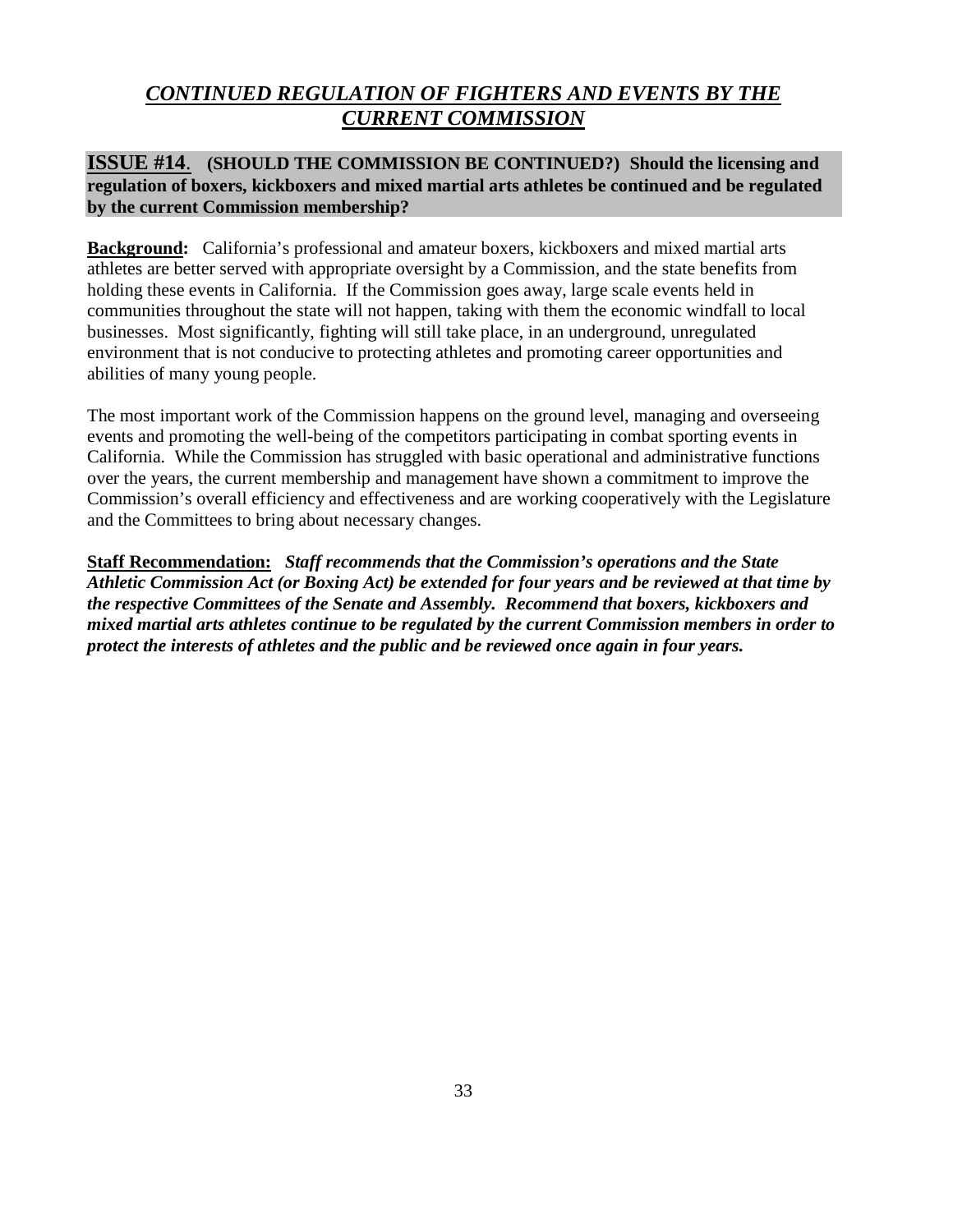## ***CONTINUED REGULATION OF FIGHTERS AND EVENTS BY THE CURRENT COMMISSION***

**ISSUE #14. (SHOULD THE COMMISSION BE CONTINUED?) Should the licensing and regulation of boxers, kickboxers and mixed martial arts athletes be continued and be regulated by the current Commission membership?**

**Background:** California's professional and amateur boxers, kickboxers and mixed martial arts athletes are better served with appropriate oversight by a Commission, and the state benefits from holding these events in California. If the Commission goes away, large scale events held in communities throughout the state will not happen, taking with them the economic windfall to local businesses. Most significantly, fighting will still take place, in an underground, unregulated environment that is not conducive to protecting athletes and promoting career opportunities and abilities of many young people.

The most important work of the Commission happens on the ground level, managing and overseeing events and promoting the well-being of the competitors participating in combat sporting events in California. While the Commission has struggled with basic operational and administrative functions over the years, the current membership and management have shown a commitment to improve the Commission's overall efficiency and effectiveness and are working cooperatively with the Legislature and the Committees to bring about necessary changes.

**Staff Recommendation:** ***Staff recommends that the Commission's operations and the State Athletic Commission Act (or Boxing Act) be extended for four years and be reviewed at that time by the respective Committees of the Senate and Assembly. Recommend that boxers, kickboxers and mixed martial arts athletes continue to be regulated by the current Commission members in order to protect the interests of athletes and the public and be reviewed once again in four years.***